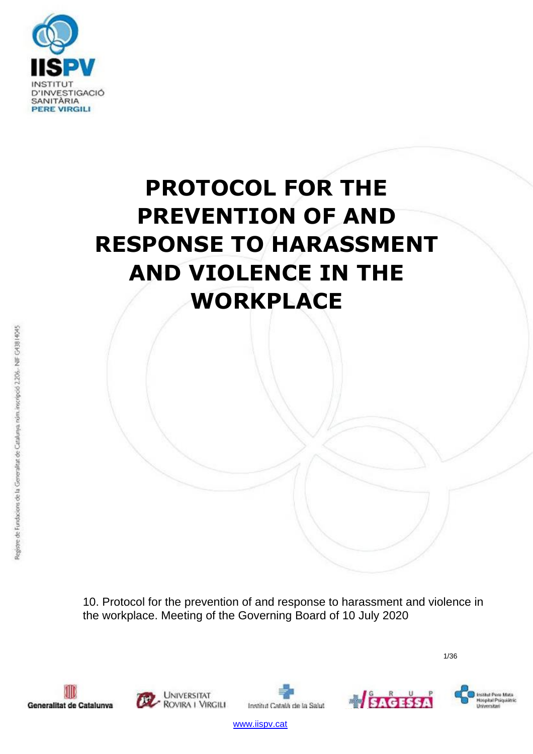# PROTOCOL FOR THE PREVENTION OF AND RESPONSE TO HARASSMENT AND VIOLENCE IN THE WORKPLACE

10. Protocol for the prevention of and response to harassment and violence in the workplace. Meeting of the Governing Board of 10 July 2020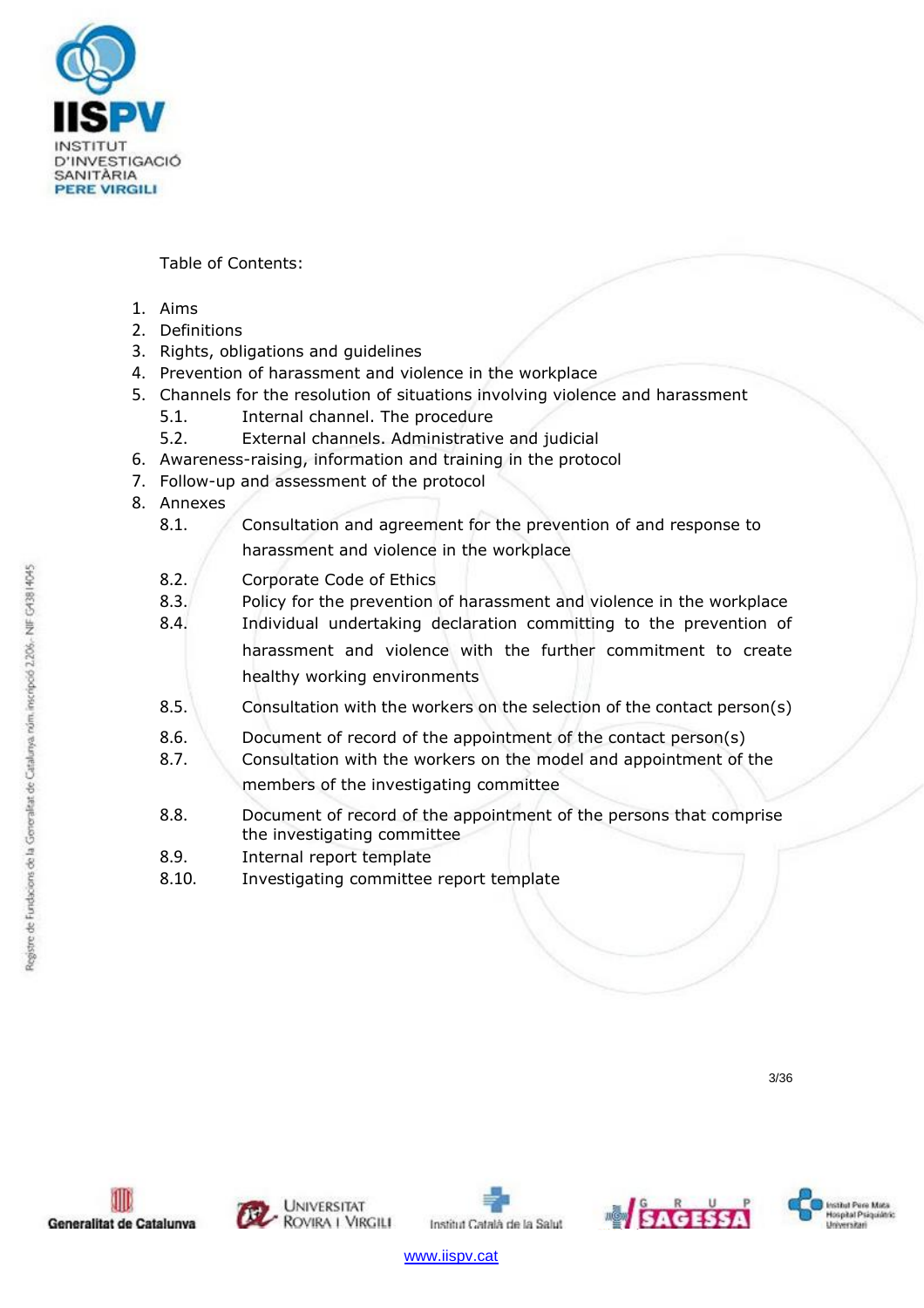Table of Contents:

1. Aims
2. Definitions
3. Rights, obligations and guidelines
4. Prevention of harassment and violence in the workplace
5. Channels for the resolution of situations involving violence and harassment
   - 5.1. Internal channel. The procedure
   - 5.2. External channels. Administrative and judicial
6. Awareness-raising, information and training in the protocol
7. Follow-up and assessment of the protocol
8. Annexes
   - 8.1. Consultation and agreement for the prevention of and response to harassment and violence in the workplace
   - 8.2. Corporate Code of Ethics
   - 8.3. Policy for the prevention of harassment and violence in the workplace
   - 8.4. Individual undertaking declaration committing to the prevention of harassment and violence with the further commitment to create healthy working environments
   - 8.5. Consultation with the workers on the selection of the contact person(s)
   - 8.6. Document of record of the appointment of the contact person(s)
   - 8.7. Consultation with the workers on the model and appointment of the members of the investigating committee
   - 8.8. Document of record of the appointment of the persons that comprise the investigating committee
   - 8.9. Internal report template
   - 8.10. Investigating committee report template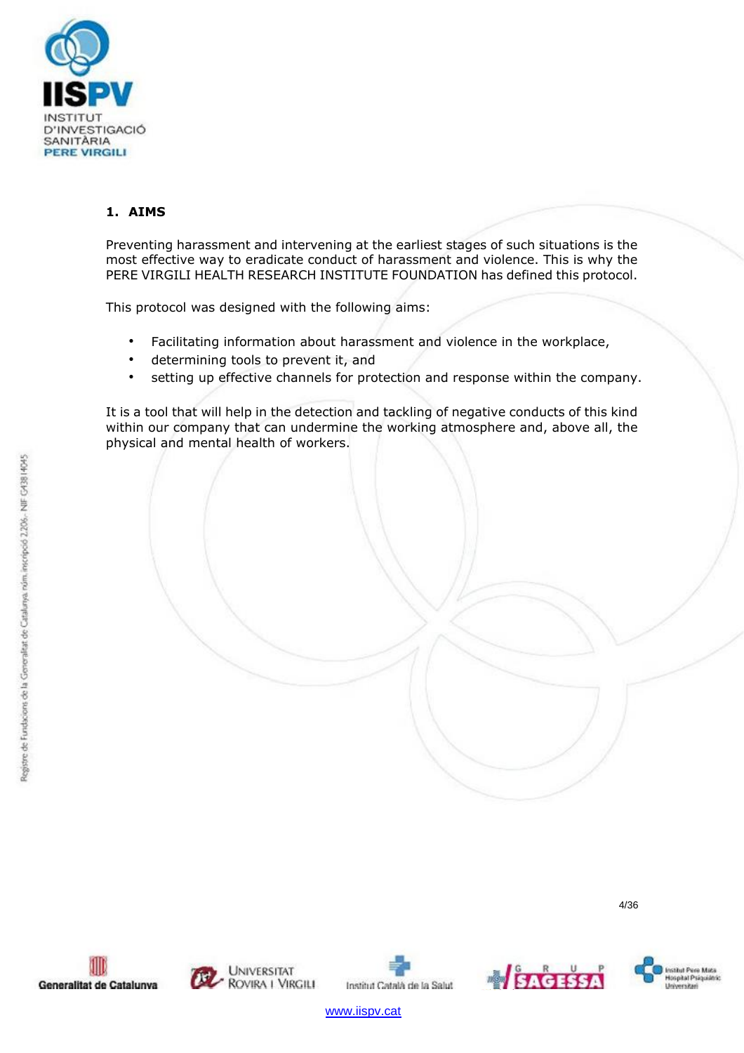## 1. AIMS

Preventing harassment and intervening at the earliest stages of such situations is the most effective way to eradicate conduct of harassment and violence. This is why the PERE VIRGILI HEALTH RESEARCH INSTITUTE FOUNDATION has defined this protocol.

This protocol was designed with the following aims:

- Facilitating information about harassment and violence in the workplace,
- determining tools to prevent it, and
- setting up effective channels for protection and response within the company.

It is a tool that will help in the detection and tackling of negative conducts of this kind within our company that can undermine the working atmosphere and, above all, the physical and mental health of workers.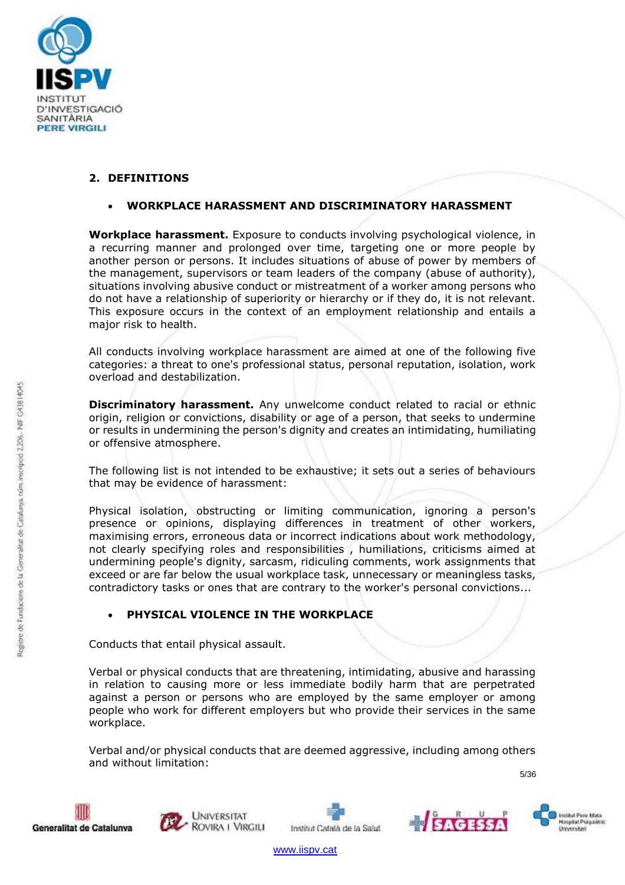## 2. DEFINITIONS

- **WORKPLACE HARASSMENT AND DISCRIMINATORY HARASSMENT**

**Workplace harassment.** Exposure to conducts involving psychological violence, in a recurring manner and prolonged over time, targeting one or more people by another person or persons. It includes situations of abuse of power by members of the management, supervisors or team leaders of the company (abuse of authority), situations involving abusive conduct or mistreatment of a worker among persons who do not have a relationship of superiority or hierarchy or if they do, it is not relevant. This exposure occurs in the context of an employment relationship and entails a major risk to health.

All conducts involving workplace harassment are aimed at one of the following five categories: a threat to one's professional status, personal reputation, isolation, work overload and destabilization.

**Discriminatory harassment.** Any unwelcome conduct related to racial or ethnic origin, religion or convictions, disability or age of a person, that seeks to undermine or results in undermining the person's dignity and creates an intimidating, humiliating or offensive atmosphere.

The following list is not intended to be exhaustive; it sets out a series of behaviours that may be evidence of harassment:

Physical isolation, obstructing or limiting communication, ignoring a person's presence or opinions, displaying differences in treatment of other workers, maximising errors, erroneous data or incorrect indications about work methodology, not clearly specifying roles and responsibilities , humiliations, criticisms aimed at undermining people's dignity, sarcasm, ridiculing comments, work assignments that exceed or are far below the usual workplace task, unnecessary or meaningless tasks, contradictory tasks or ones that are contrary to the worker's personal convictions...

- **PHYSICAL VIOLENCE IN THE WORKPLACE**

Conducts that entail physical assault.

Verbal or physical conducts that are threatening, intimidating, abusive and harassing in relation to causing more or less immediate bodily harm that are perpetrated against a person or persons who are employed by the same employer or among people who work for different employers but who provide their services in the same workplace.

Verbal and/or physical conducts that are deemed aggressive, including among others and without limitation: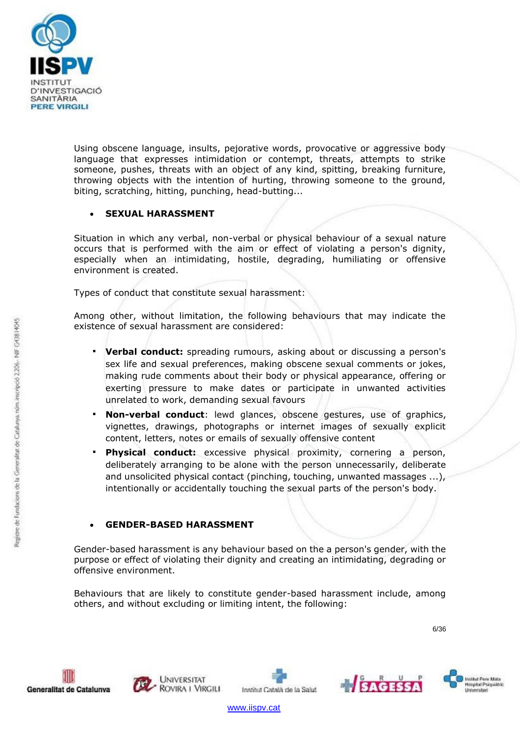Using obscene language, insults, pejorative words, provocative or aggressive body language that expresses intimidation or contempt, threats, attempts to strike someone, pushes, threats with an object of any kind, spitting, breaking furniture, throwing objects with the intention of hurting, throwing someone to the ground, biting, scratching, hitting, punching, head-butting...

- **SEXUAL HARASSMENT**

Situation in which any verbal, non-verbal or physical behaviour of a sexual nature occurs that is performed with the aim or effect of violating a person's dignity, especially when an intimidating, hostile, degrading, humiliating or offensive environment is created.

Types of conduct that constitute sexual harassment:

Among other, without limitation, the following behaviours that may indicate the existence of sexual harassment are considered:

- **Verbal conduct:** spreading rumours, asking about or discussing a person's sex life and sexual preferences, making obscene sexual comments or jokes, making rude comments about their body or physical appearance, offering or exerting pressure to make dates or participate in unwanted activities unrelated to work, demanding sexual favours
- **Non-verbal conduct**: lewd glances, obscene gestures, use of graphics, vignettes, drawings, photographs or internet images of sexually explicit content, letters, notes or emails of sexually offensive content
- **Physical conduct:** excessive physical proximity, cornering a person, deliberately arranging to be alone with the person unnecessarily, deliberate and unsolicited physical contact (pinching, touching, unwanted massages ...), intentionally or accidentally touching the sexual parts of the person's body.

- **GENDER-BASED HARASSMENT**

Gender-based harassment is any behaviour based on the a person's gender, with the purpose or effect of violating their dignity and creating an intimidating, degrading or offensive environment.

Behaviours that are likely to constitute gender-based harassment include, among others, and without excluding or limiting intent, the following: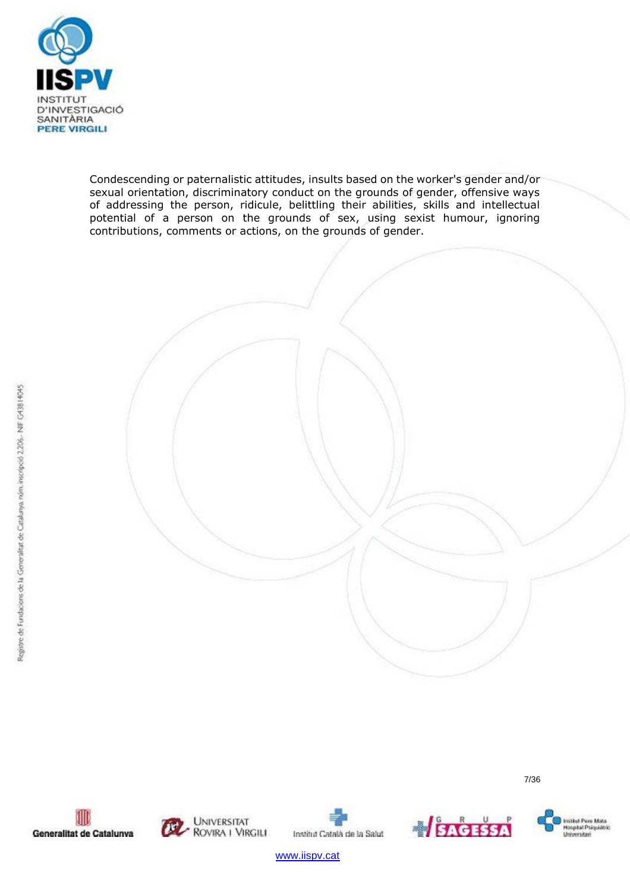Condescending or paternalistic attitudes, insults based on the worker's gender and/or sexual orientation, discriminatory conduct on the grounds of gender, offensive ways of addressing the person, ridicule, belittling their abilities, skills and intellectual potential of a person on the grounds of sex, using sexist humour, ignoring contributions, comments or actions, on the grounds of gender.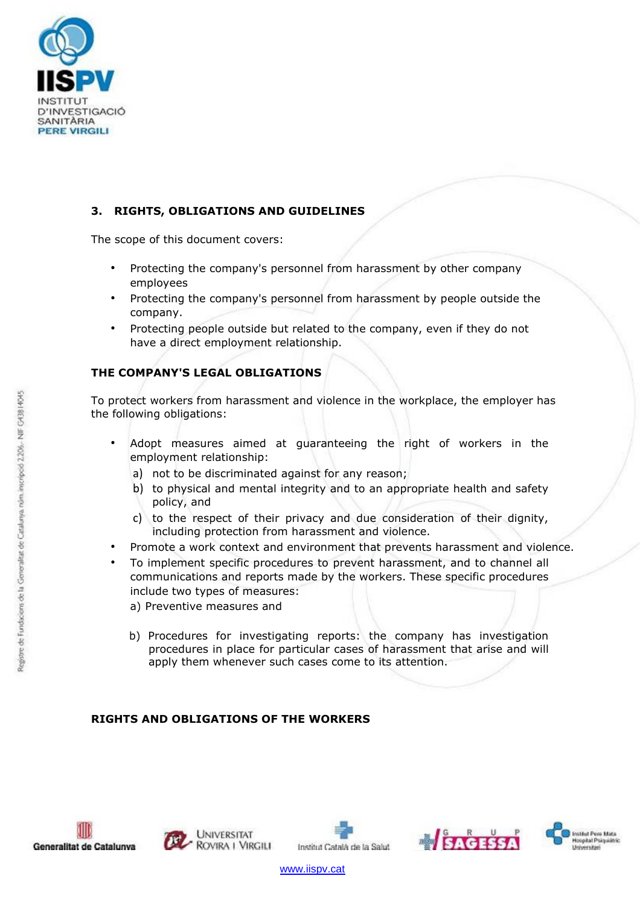## 3. RIGHTS, OBLIGATIONS AND GUIDELINES

The scope of this document covers:

- Protecting the company's personnel from harassment by other company employees
- Protecting the company's personnel from harassment by people outside the company.
- Protecting people outside but related to the company, even if they do not have a direct employment relationship.

### THE COMPANY'S LEGAL OBLIGATIONS

To protect workers from harassment and violence in the workplace, the employer has the following obligations:

- Adopt measures aimed at guaranteeing the right of workers in the employment relationship:
  - a) not to be discriminated against for any reason;
  - b) to physical and mental integrity and to an appropriate health and safety policy, and
  - c) to the respect of their privacy and due consideration of their dignity, including protection from harassment and violence.
- Promote a work context and environment that prevents harassment and violence.
- To implement specific procedures to prevent harassment, and to channel all communications and reports made by the workers. These specific procedures include two types of measures:
  - a) Preventive measures and
  - b) Procedures for investigating reports: the company has investigation procedures in place for particular cases of harassment that arise and will apply them whenever such cases come to its attention.

### RIGHTS AND OBLIGATIONS OF THE WORKERS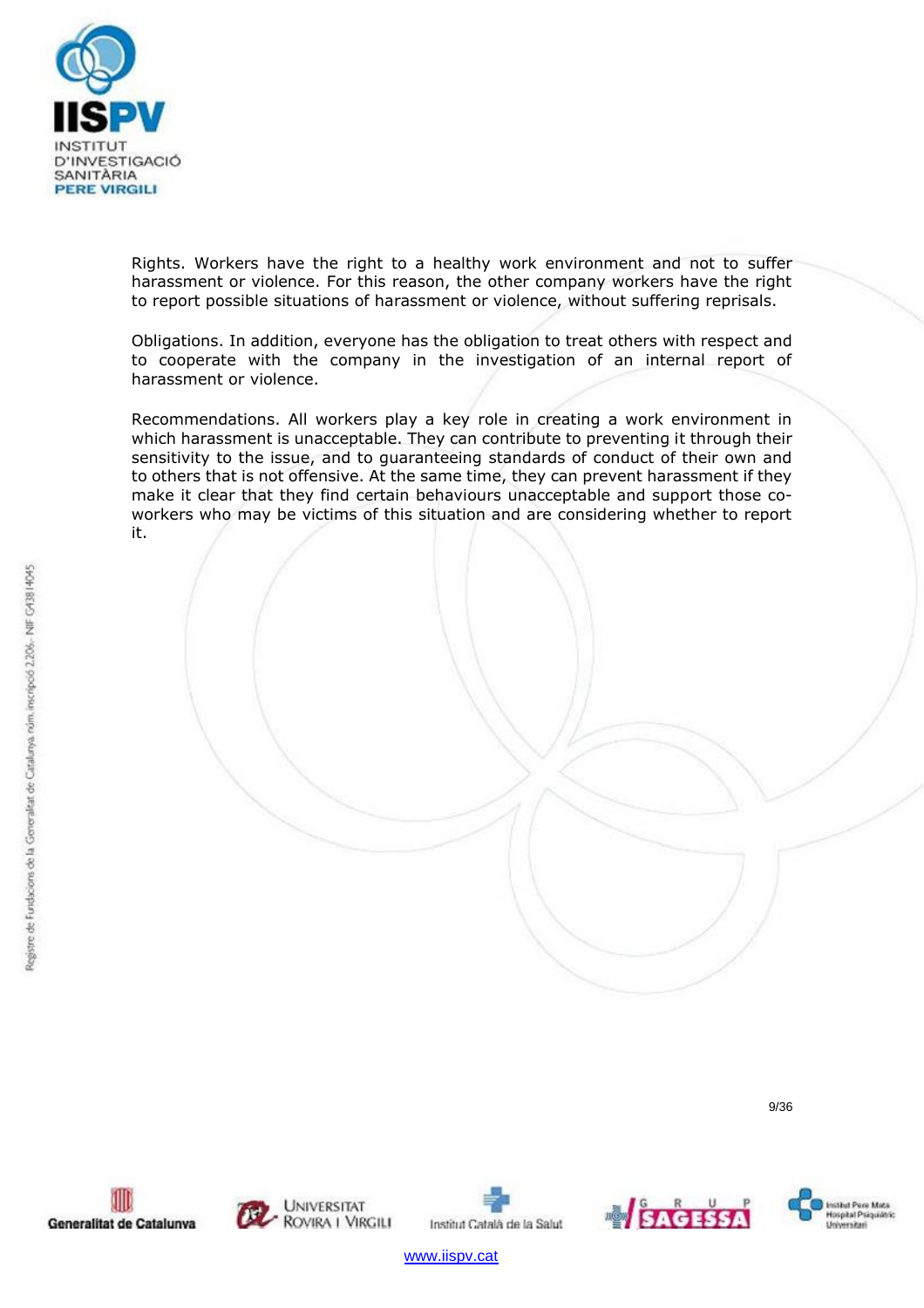Rights. Workers have the right to a healthy work environment and not to suffer harassment or violence. For this reason, the other company workers have the right to report possible situations of harassment or violence, without suffering reprisals.

Obligations. In addition, everyone has the obligation to treat others with respect and to cooperate with the company in the investigation of an internal report of harassment or violence.

Recommendations. All workers play a key role in creating a work environment in which harassment is unacceptable. They can contribute to preventing it through their sensitivity to the issue, and to guaranteeing standards of conduct of their own and to others that is not offensive. At the same time, they can prevent harassment if they make it clear that they find certain behaviours unacceptable and support those co-workers who may be victims of this situation and are considering whether to report it.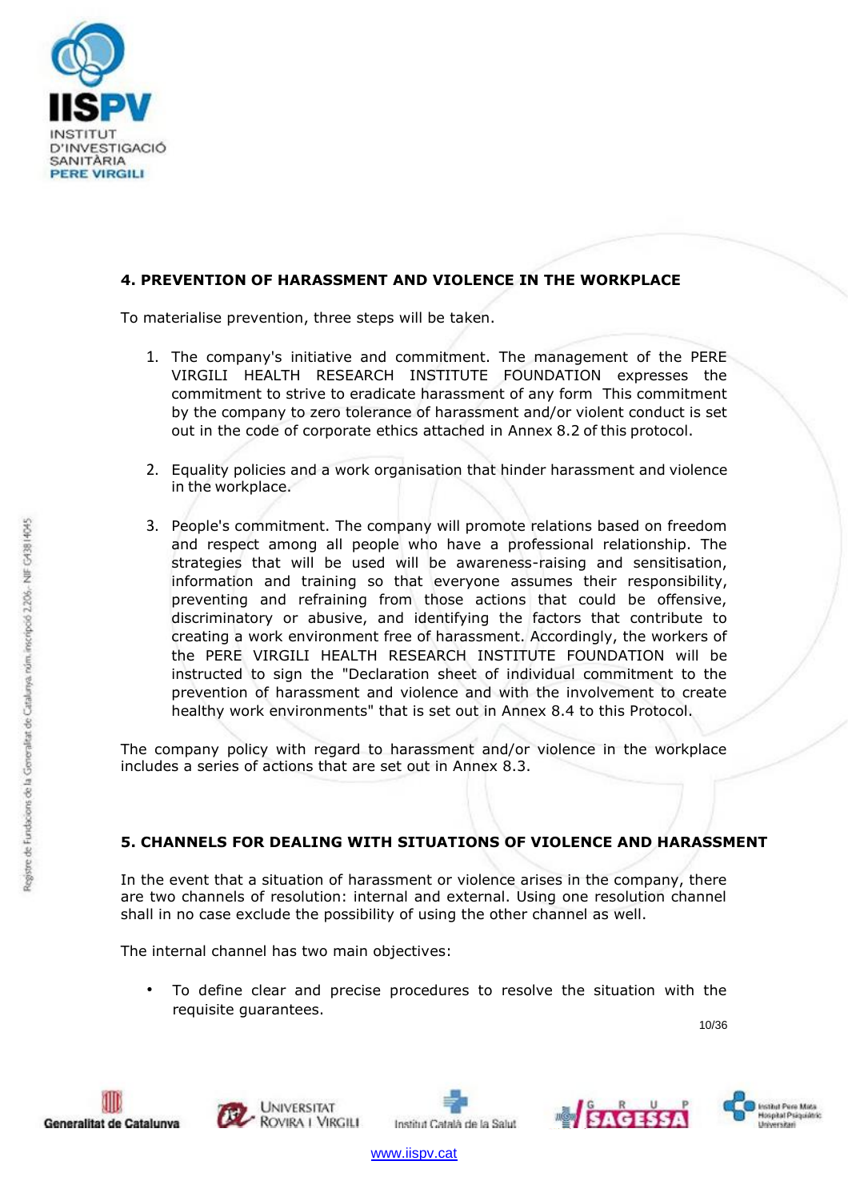## 4. PREVENTION OF HARASSMENT AND VIOLENCE IN THE WORKPLACE

To materialise prevention, three steps will be taken.

1. The company's initiative and commitment. The management of the PERE VIRGILI HEALTH RESEARCH INSTITUTE FOUNDATION expresses the commitment to strive to eradicate harassment of any form This commitment by the company to zero tolerance of harassment and/or violent conduct is set out in the code of corporate ethics attached in Annex 8.2 of this protocol.

2. Equality policies and a work organisation that hinder harassment and violence in the workplace.

3. People's commitment. The company will promote relations based on freedom and respect among all people who have a professional relationship. The strategies that will be used will be awareness-raising and sensitisation, information and training so that everyone assumes their responsibility, preventing and refraining from those actions that could be offensive, discriminatory or abusive, and identifying the factors that contribute to creating a work environment free of harassment. Accordingly, the workers of the PERE VIRGILI HEALTH RESEARCH INSTITUTE FOUNDATION will be instructed to sign the "Declaration sheet of individual commitment to the prevention of harassment and violence and with the involvement to create healthy work environments" that is set out in Annex 8.4 to this Protocol.

The company policy with regard to harassment and/or violence in the workplace includes a series of actions that are set out in Annex 8.3.

## 5. CHANNELS FOR DEALING WITH SITUATIONS OF VIOLENCE AND HARASSMENT

In the event that a situation of harassment or violence arises in the company, there are two channels of resolution: internal and external. Using one resolution channel shall in no case exclude the possibility of using the other channel as well.

The internal channel has two main objectives:

- To define clear and precise procedures to resolve the situation with the requisite guarantees.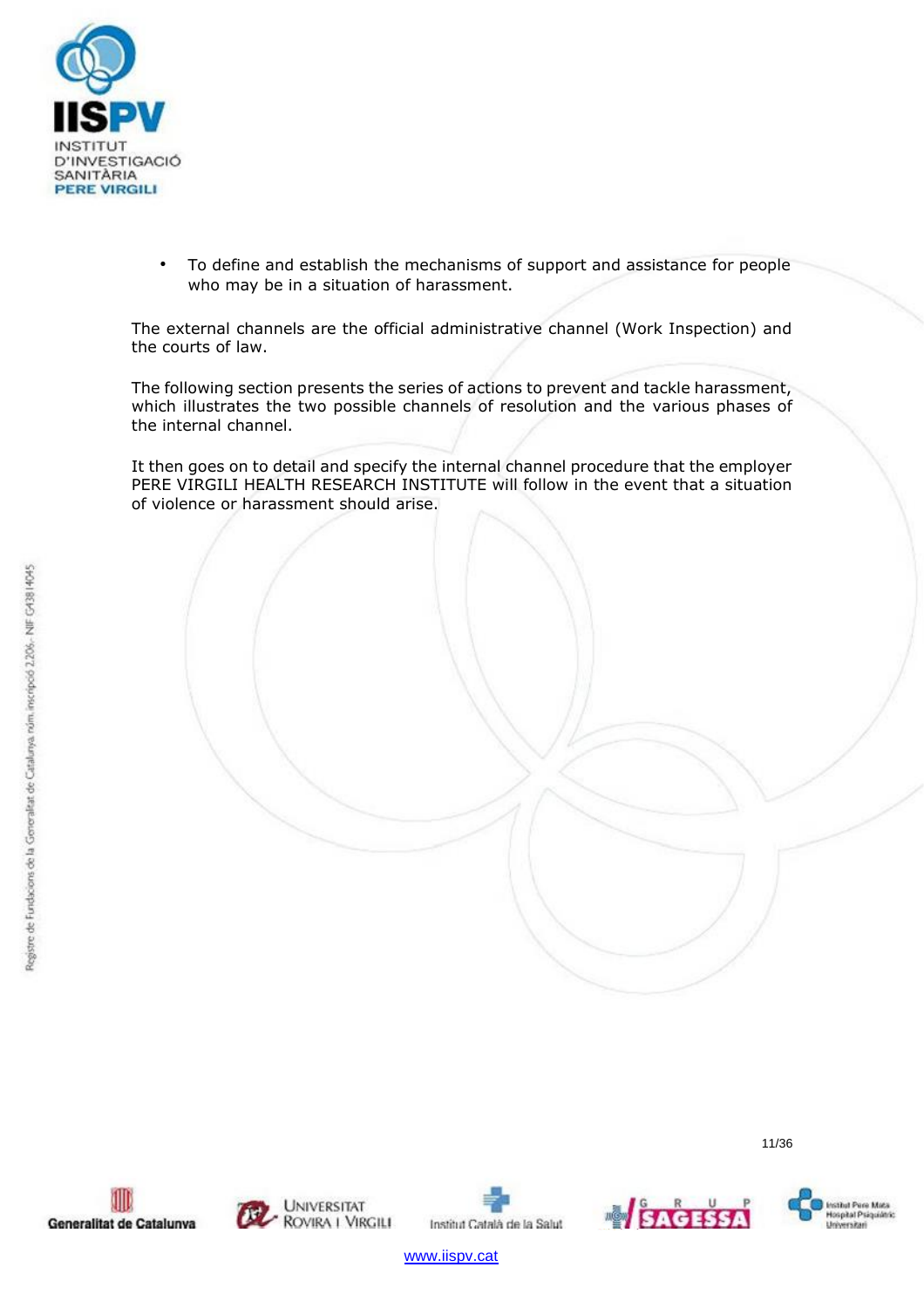- To define and establish the mechanisms of support and assistance for people who may be in a situation of harassment.

The external channels are the official administrative channel (Work Inspection) and the courts of law.

The following section presents the series of actions to prevent and tackle harassment, which illustrates the two possible channels of resolution and the various phases of the internal channel.

It then goes on to detail and specify the internal channel procedure that the employer PERE VIRGILI HEALTH RESEARCH INSTITUTE will follow in the event that a situation of violence or harassment should arise.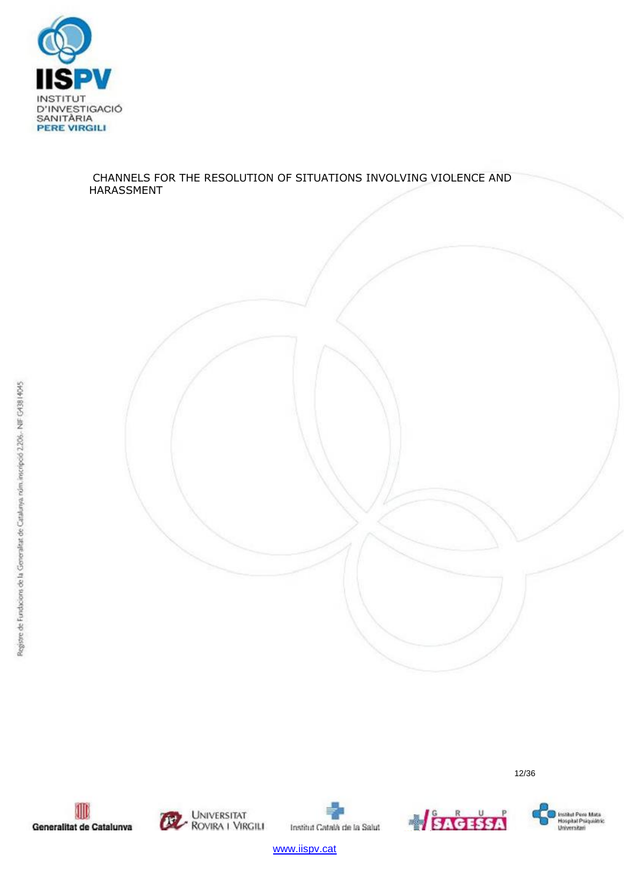CHANNELS FOR THE RESOLUTION OF SITUATIONS INVOLVING VIOLENCE AND HARASSMENT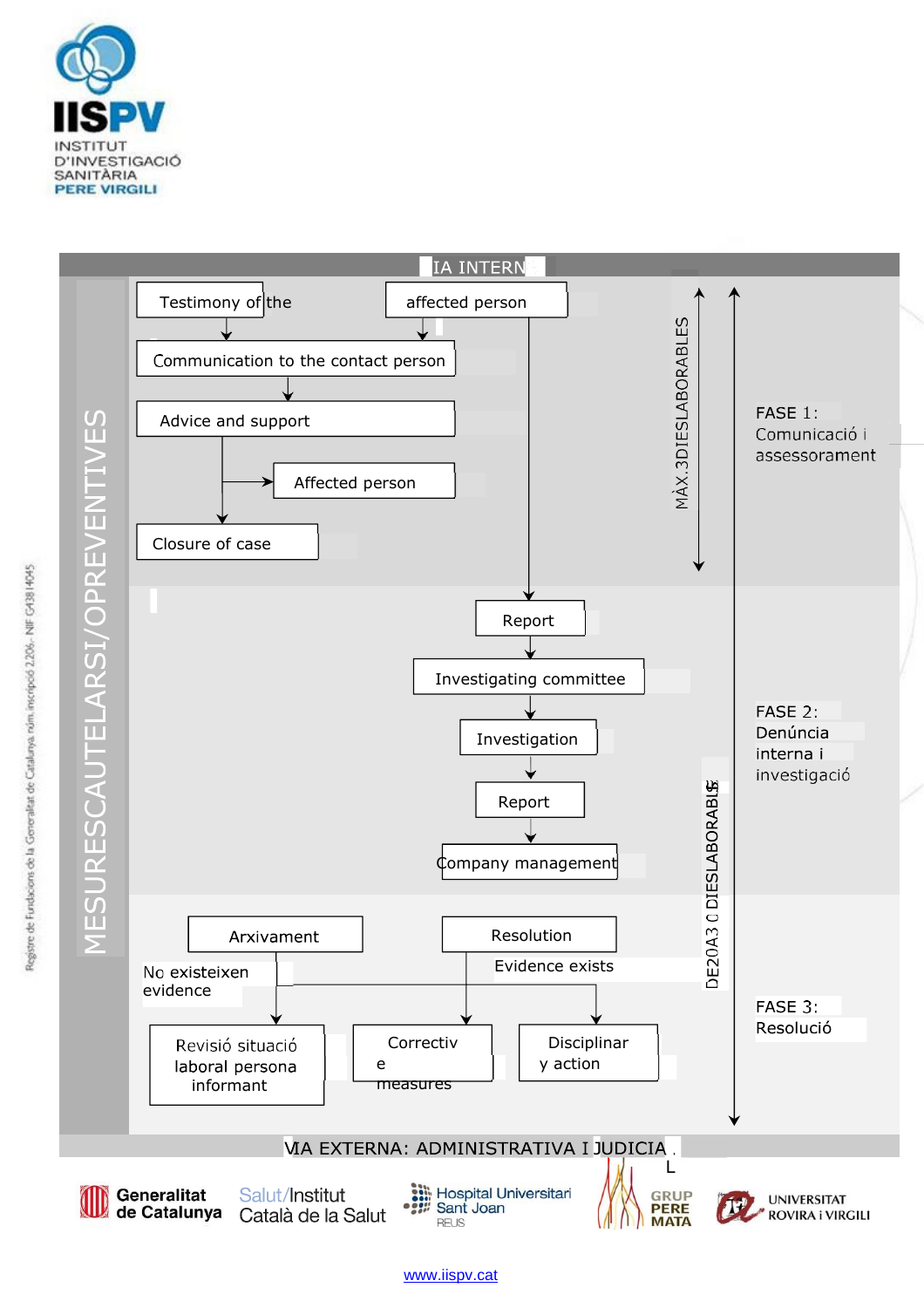IISPV
INSTITUT D'INVESTIGACIÓ SANITÀRIA PERE VIRGILI

IA INTERN

MESURESCAUTELARSI/OPREVENTIVES

Testimony of the

affected person

Communication to the contact person

Advice and support

Affected person

Closure of case

MÀX.3DIESLABORABLES

FASE 1: Comunicació i assessorament

Report

Investigating committee

Investigation

Report

Company management

FASE 2: Denúncia interna i investigació

DE20A3 C DIESLABORABLES

Arxivament

No existeixen evidence

Resolution

Evidence exists

Revisió situació laboral persona informant

Correctiv e measures

Disciplinar y action

FASE 3: Resolució

VIA EXTERNA: ADMINISTRATIVA I JUDICIA L

Registre de Fundacions de la Generalitat de Catalunya núm. inscripció 2.206.- NIF G43814045

Generalitat de Catalunya | Salut/Institut Català de la Salut | Hospital Universitari Sant Joan REUS | GRUP PERE MATA | UNIVERSITAT ROVIRA i VIRGILI

www.iispv.cat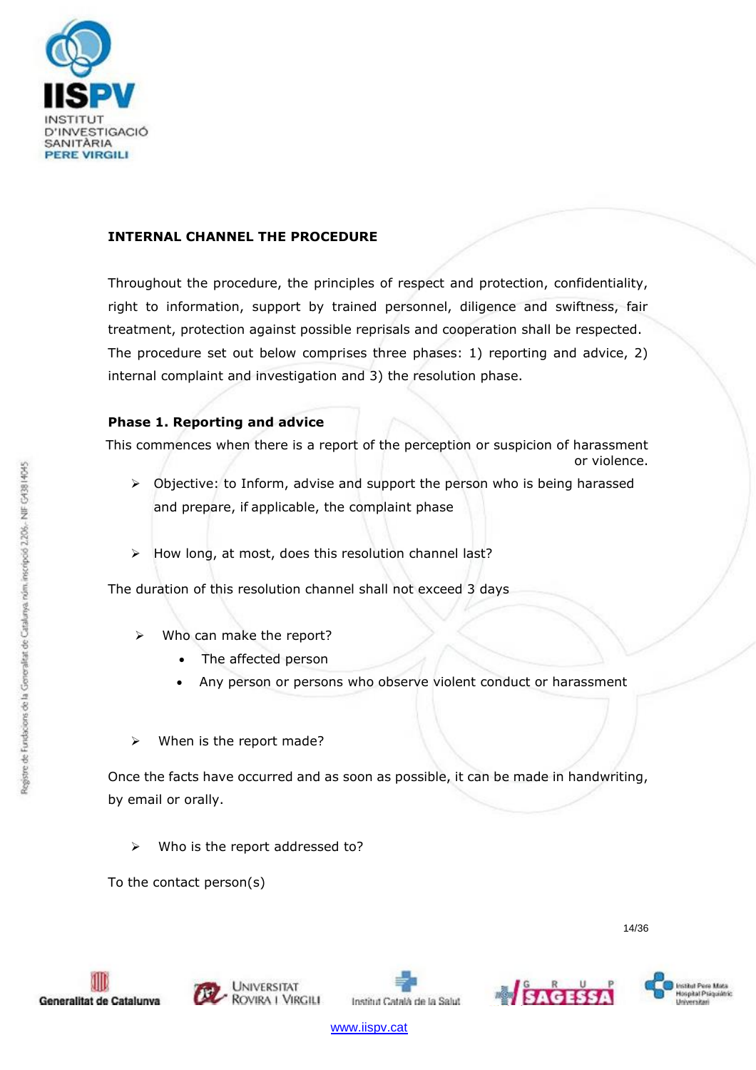## INTERNAL CHANNEL THE PROCEDURE

Throughout the procedure, the principles of respect and protection, confidentiality, right to information, support by trained personnel, diligence and swiftness, fair treatment, protection against possible reprisals and cooperation shall be respected. The procedure set out below comprises three phases: 1) reporting and advice, 2) internal complaint and investigation and 3) the resolution phase.

### Phase 1. Reporting and advice

This commences when there is a report of the perception or suspicion of harassment or violence.

- Objective: to Inform, advise and support the person who is being harassed and prepare, if applicable, the complaint phase

- How long, at most, does this resolution channel last?

The duration of this resolution channel shall not exceed 3 days

- Who can make the report?
  - The affected person
  - Any person or persons who observe violent conduct or harassment

- When is the report made?

Once the facts have occurred and as soon as possible, it can be made in handwriting, by email or orally.

- Who is the report addressed to?

To the contact person(s)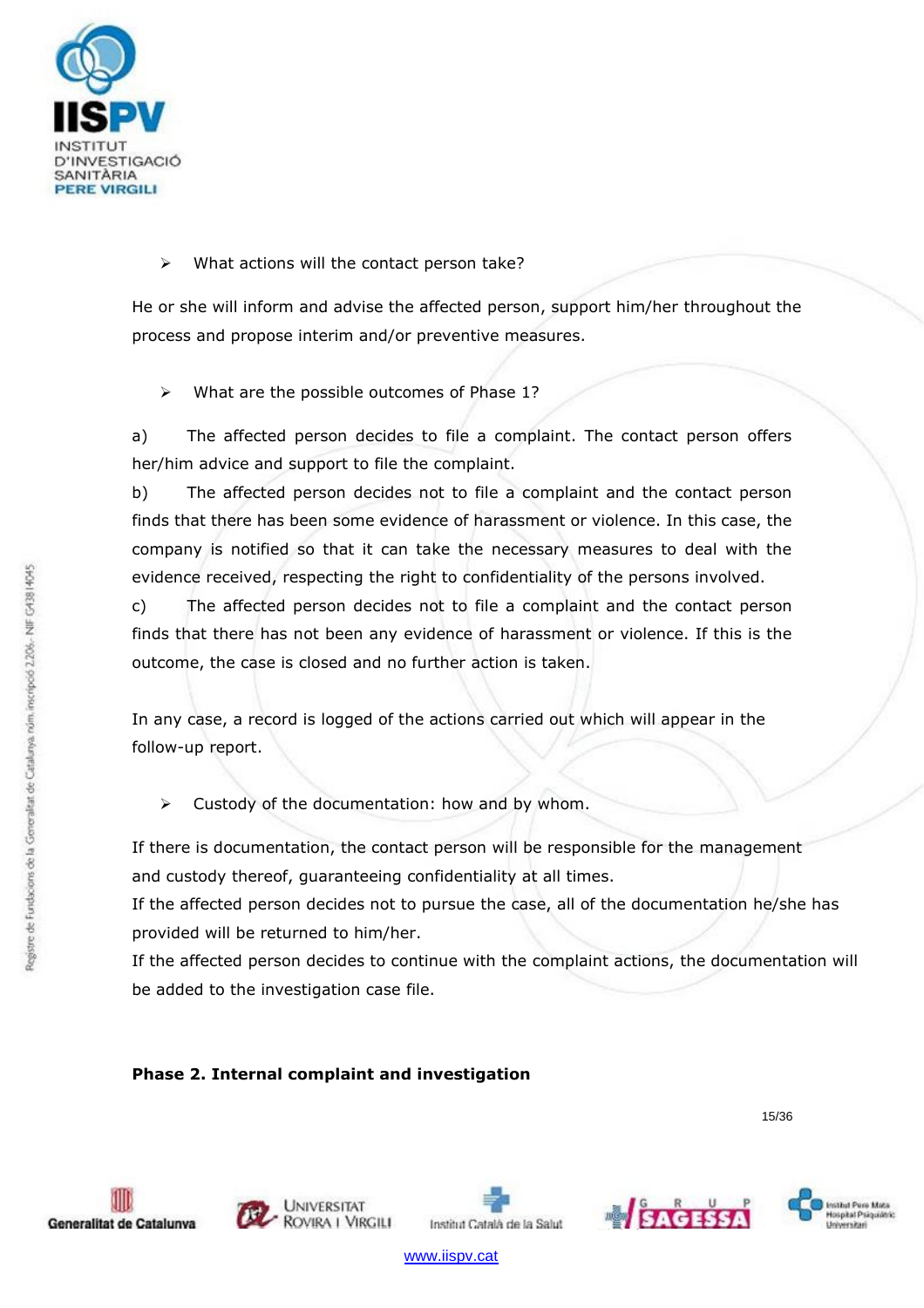➢ What actions will the contact person take?

He or she will inform and advise the affected person, support him/her throughout the process and propose interim and/or preventive measures.

➢ What are the possible outcomes of Phase 1?

a) The affected person decides to file a complaint. The contact person offers her/him advice and support to file the complaint.

b) The affected person decides not to file a complaint and the contact person finds that there has been some evidence of harassment or violence. In this case, the company is notified so that it can take the necessary measures to deal with the evidence received, respecting the right to confidentiality of the persons involved.

c) The affected person decides not to file a complaint and the contact person finds that there has not been any evidence of harassment or violence. If this is the outcome, the case is closed and no further action is taken.

In any case, a record is logged of the actions carried out which will appear in the follow-up report.

➢ Custody of the documentation: how and by whom.

If there is documentation, the contact person will be responsible for the management and custody thereof, guaranteeing confidentiality at all times.
If the affected person decides not to pursue the case, all of the documentation he/she has provided will be returned to him/her.
If the affected person decides to continue with the complaint actions, the documentation will be added to the investigation case file.

**Phase 2. Internal complaint and investigation**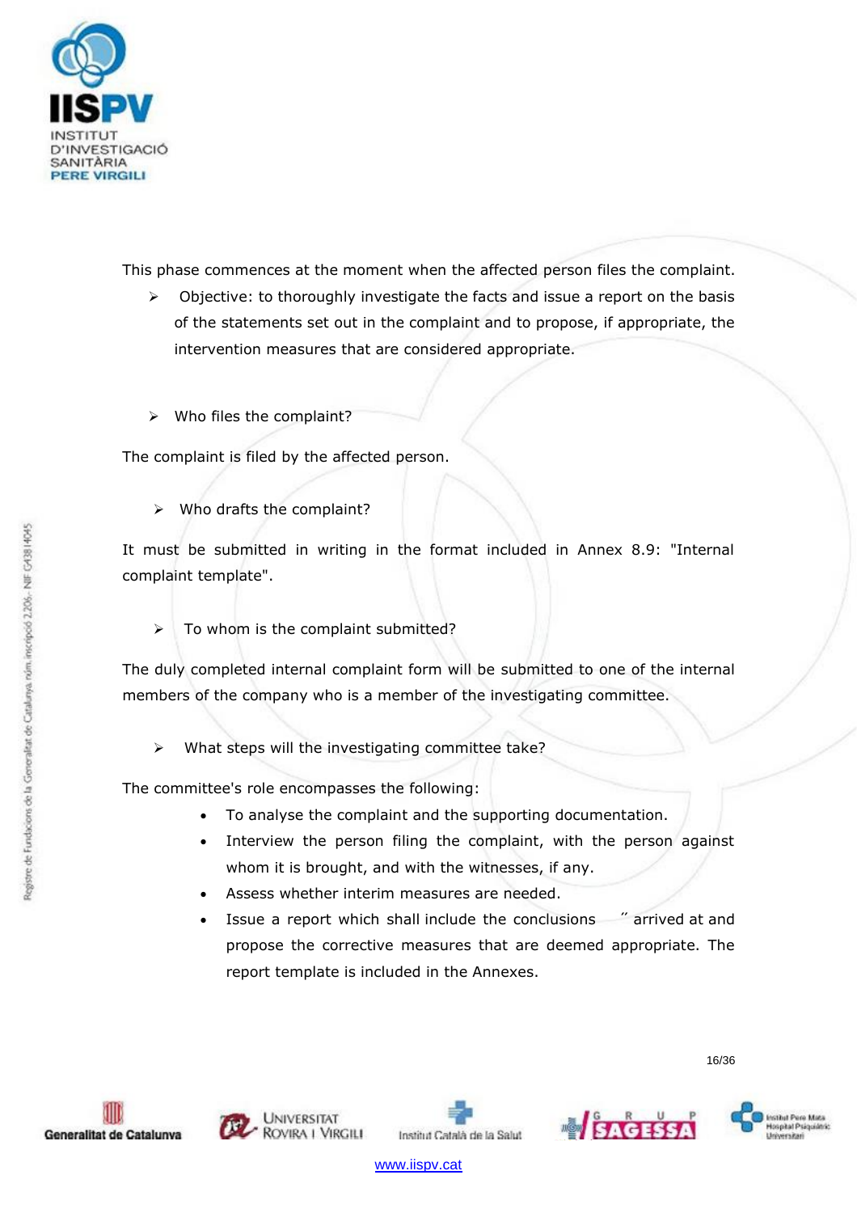This phase commences at the moment when the affected person files the complaint.

- Objective: to thoroughly investigate the facts and issue a report on the basis of the statements set out in the complaint and to propose, if appropriate, the intervention measures that are considered appropriate.

- Who files the complaint?

The complaint is filed by the affected person.

- Who drafts the complaint?

It must be submitted in writing in the format included in Annex 8.9: "Internal complaint template".

- To whom is the complaint submitted?

The duly completed internal complaint form will be submitted to one of the internal members of the company who is a member of the investigating committee.

- What steps will the investigating committee take?

The committee's role encompasses the following:

- To analyse the complaint and the supporting documentation.
- Interview the person filing the complaint, with the person against whom it is brought, and with the witnesses, if any.
- Assess whether interim measures are needed.
- Issue a report which shall include the conclusions " arrived at and propose the corrective measures that are deemed appropriate. The report template is included in the Annexes.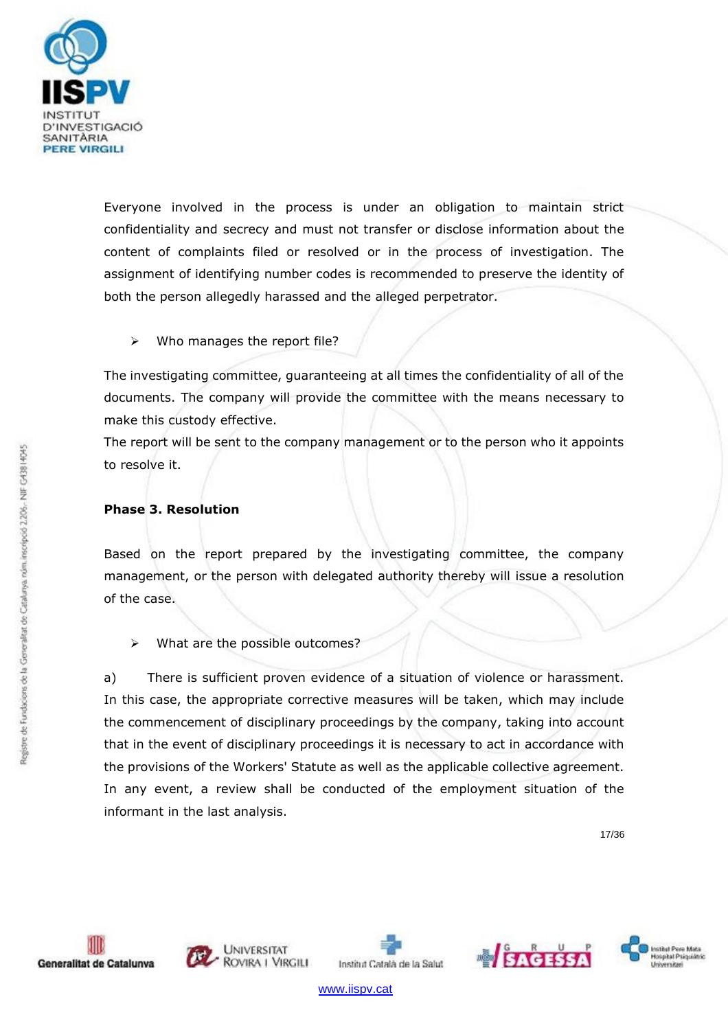Everyone involved in the process is under an obligation to maintain strict confidentiality and secrecy and must not transfer or disclose information about the content of complaints filed or resolved or in the process of investigation. The assignment of identifying number codes is recommended to preserve the identity of both the person allegedly harassed and the alleged perpetrator.

- Who manages the report file?

The investigating committee, guaranteeing at all times the confidentiality of all of the documents. The company will provide the committee with the means necessary to make this custody effective.
The report will be sent to the company management or to the person who it appoints to resolve it.

**Phase 3. Resolution**

Based on the report prepared by the investigating committee, the company management, or the person with delegated authority thereby will issue a resolution of the case.

- What are the possible outcomes?

a) There is sufficient proven evidence of a situation of violence or harassment. In this case, the appropriate corrective measures will be taken, which may include the commencement of disciplinary proceedings by the company, taking into account that in the event of disciplinary proceedings it is necessary to act in accordance with the provisions of the Workers' Statute as well as the applicable collective agreement. In any event, a review shall be conducted of the employment situation of the informant in the last analysis.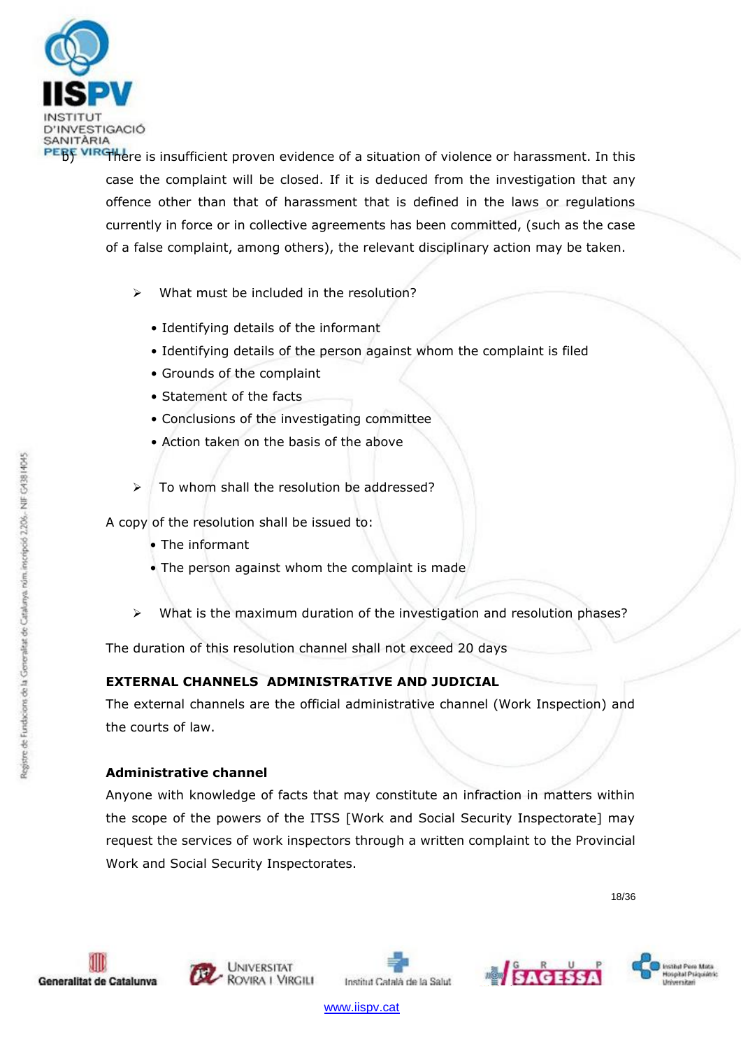b) There is insufficient proven evidence of a situation of violence or harassment. In this case the complaint will be closed. If it is deduced from the investigation that any offence other than that of harassment that is defined in the laws or regulations currently in force or in collective agreements has been committed, (such as the case of a false complaint, among others), the relevant disciplinary action may be taken.

- What must be included in the resolution?
  - Identifying details of the informant
  - Identifying details of the person against whom the complaint is filed
  - Grounds of the complaint
  - Statement of the facts
  - Conclusions of the investigating committee
  - Action taken on the basis of the above

- To whom shall the resolution be addressed?

A copy of the resolution shall be issued to:

- The informant
- The person against whom the complaint is made

- What is the maximum duration of the investigation and resolution phases?

The duration of this resolution channel shall not exceed 20 days

**EXTERNAL CHANNELS ADMINISTRATIVE AND JUDICIAL**

The external channels are the official administrative channel (Work Inspection) and the courts of law.

**Administrative channel**

Anyone with knowledge of facts that may constitute an infraction in matters within the scope of the powers of the ITSS [Work and Social Security Inspectorate] may request the services of work inspectors through a written complaint to the Provincial Work and Social Security Inspectorates.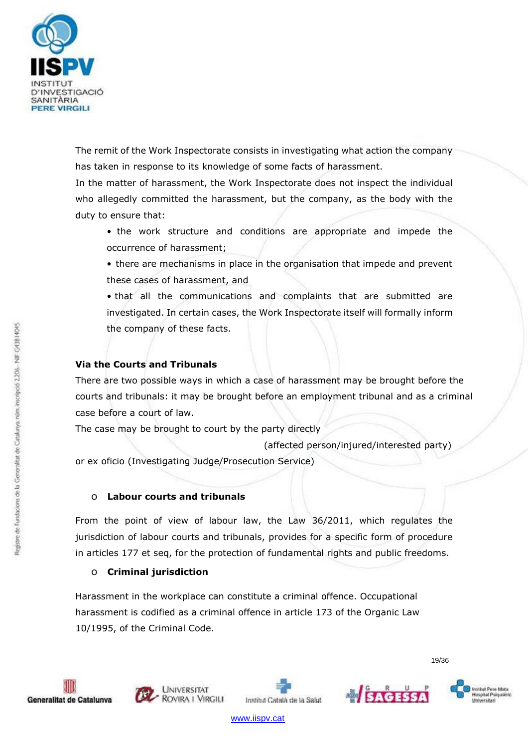The remit of the Work Inspectorate consists in investigating what action the company has taken in response to its knowledge of some facts of harassment.

In the matter of harassment, the Work Inspectorate does not inspect the individual who allegedly committed the harassment, but the company, as the body with the duty to ensure that:

- the work structure and conditions are appropriate and impede the occurrence of harassment;
- there are mechanisms in place in the organisation that impede and prevent these cases of harassment, and
- that all the communications and complaints that are submitted are investigated. In certain cases, the Work Inspectorate itself will formally inform the company of these facts.

**Via the Courts and Tribunals**

There are two possible ways in which a case of harassment may be brought before the courts and tribunals: it may be brought before an employment tribunal and as a criminal case before a court of law.

The case may be brought to court by the party directly (affected person/injured/interested party) or ex oficio (Investigating Judge/Prosecution Service)

- **Labour courts and tribunals**

From the point of view of labour law, the Law 36/2011, which regulates the jurisdiction of labour courts and tribunals, provides for a specific form of procedure in articles 177 et seq, for the protection of fundamental rights and public freedoms.

- **Criminal jurisdiction**

Harassment in the workplace can constitute a criminal offence. Occupational harassment is codified as a criminal offence in article 173 of the Organic Law 10/1995, of the Criminal Code.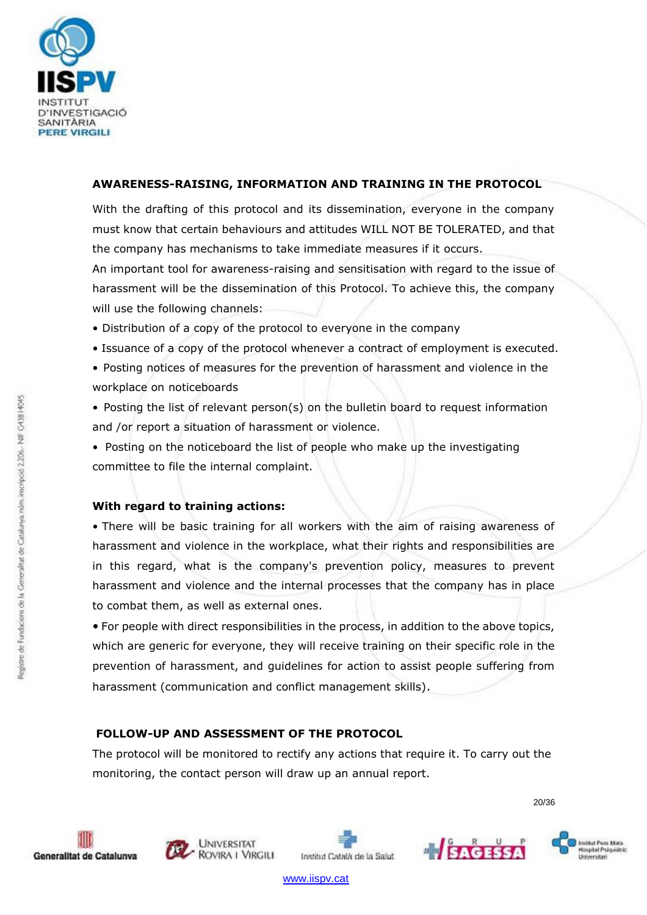## AWARENESS-RAISING, INFORMATION AND TRAINING IN THE PROTOCOL

With the drafting of this protocol and its dissemination, everyone in the company must know that certain behaviours and attitudes WILL NOT BE TOLERATED, and that the company has mechanisms to take immediate measures if it occurs.

An important tool for awareness-raising and sensitisation with regard to the issue of harassment will be the dissemination of this Protocol. To achieve this, the company will use the following channels:

- Distribution of a copy of the protocol to everyone in the company
- Issuance of a copy of the protocol whenever a contract of employment is executed.
- Posting notices of measures for the prevention of harassment and violence in the workplace on noticeboards
- Posting the list of relevant person(s) on the bulletin board to request information and /or report a situation of harassment or violence.
- Posting on the noticeboard the list of people who make up the investigating committee to file the internal complaint.

**With regard to training actions:**

- There will be basic training for all workers with the aim of raising awareness of harassment and violence in the workplace, what their rights and responsibilities are in this regard, what is the company's prevention policy, measures to prevent harassment and violence and the internal processes that the company has in place to combat them, as well as external ones.
- For people with direct responsibilities in the process, in addition to the above topics, which are generic for everyone, they will receive training on their specific role in the prevention of harassment, and guidelines for action to assist people suffering from harassment (communication and conflict management skills).

## FOLLOW-UP AND ASSESSMENT OF THE PROTOCOL

The protocol will be monitored to rectify any actions that require it. To carry out the monitoring, the contact person will draw up an annual report.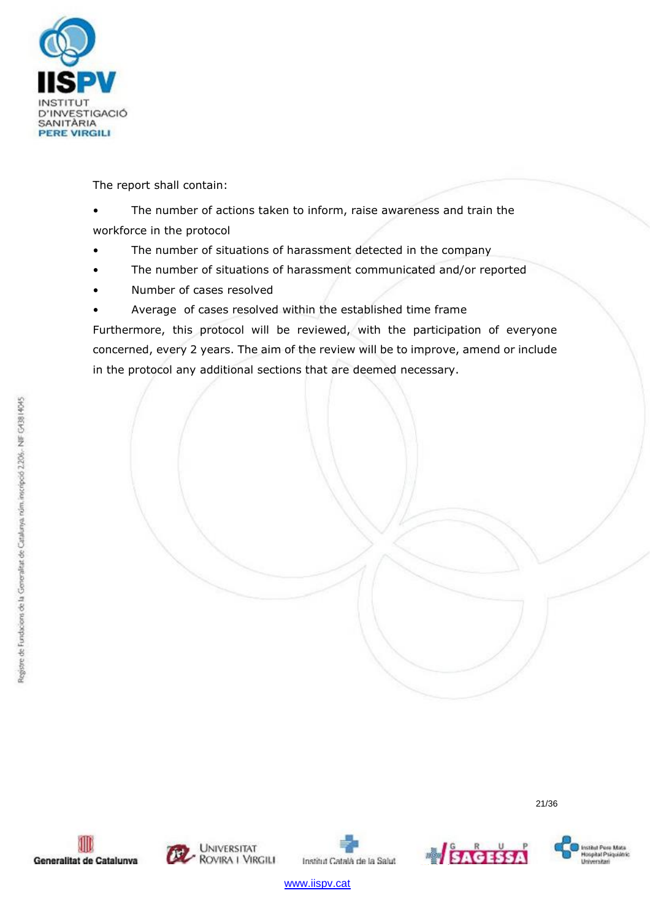The report shall contain:

- The number of actions taken to inform, raise awareness and train the workforce in the protocol
- The number of situations of harassment detected in the company
- The number of situations of harassment communicated and/or reported
- Number of cases resolved
- Average of cases resolved within the established time frame

Furthermore, this protocol will be reviewed, with the participation of everyone concerned, every 2 years. The aim of the review will be to improve, amend or include in the protocol any additional sections that are deemed necessary.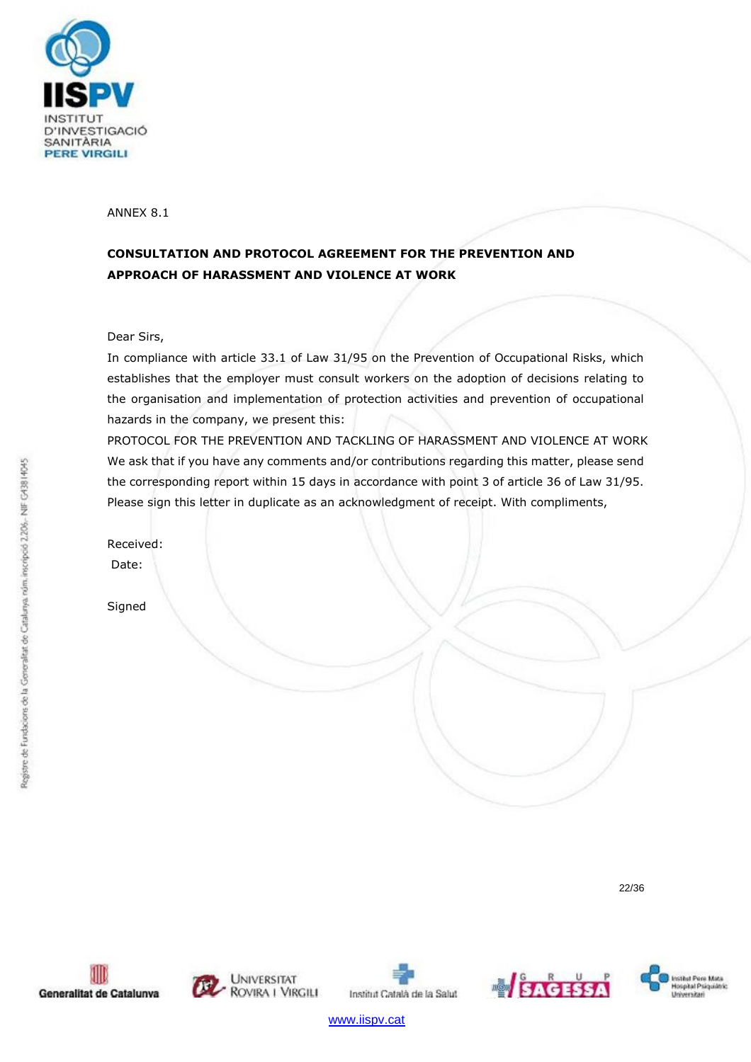ANNEX 8.1

**CONSULTATION AND PROTOCOL AGREEMENT FOR THE PREVENTION AND APPROACH OF HARASSMENT AND VIOLENCE AT WORK**

Dear Sirs,

In compliance with article 33.1 of Law 31/95 on the Prevention of Occupational Risks, which establishes that the employer must consult workers on the adoption of decisions relating to the organisation and implementation of protection activities and prevention of occupational hazards in the company, we present this:

PROTOCOL FOR THE PREVENTION AND TACKLING OF HARASSMENT AND VIOLENCE AT WORK

We ask that if you have any comments and/or contributions regarding this matter, please send the corresponding report within 15 days in accordance with point 3 of article 36 of Law 31/95.

Please sign this letter in duplicate as an acknowledgment of receipt. With compliments,

Received:

Date:

Signed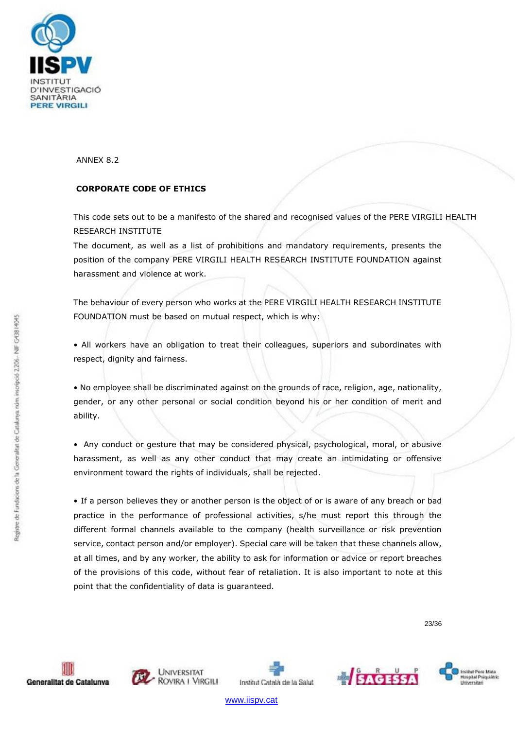ANNEX 8.2

## CORPORATE CODE OF ETHICS

This code sets out to be a manifesto of the shared and recognised values of the PERE VIRGILI HEALTH RESEARCH INSTITUTE

The document, as well as a list of prohibitions and mandatory requirements, presents the position of the company PERE VIRGILI HEALTH RESEARCH INSTITUTE FOUNDATION against harassment and violence at work.

The behaviour of every person who works at the PERE VIRGILI HEALTH RESEARCH INSTITUTE FOUNDATION must be based on mutual respect, which is why:

- All workers have an obligation to treat their colleagues, superiors and subordinates with respect, dignity and fairness.

- No employee shall be discriminated against on the grounds of race, religion, age, nationality, gender, or any other personal or social condition beyond his or her condition of merit and ability.

- Any conduct or gesture that may be considered physical, psychological, moral, or abusive harassment, as well as any other conduct that may create an intimidating or offensive environment toward the rights of individuals, shall be rejected.

- If a person believes they or another person is the object of or is aware of any breach or bad practice in the performance of professional activities, s/he must report this through the different formal channels available to the company (health surveillance or risk prevention service, contact person and/or employer). Special care will be taken that these channels allow, at all times, and by any worker, the ability to ask for information or advice or report breaches of the provisions of this code, without fear of retaliation. It is also important to note at this point that the confidentiality of data is guaranteed.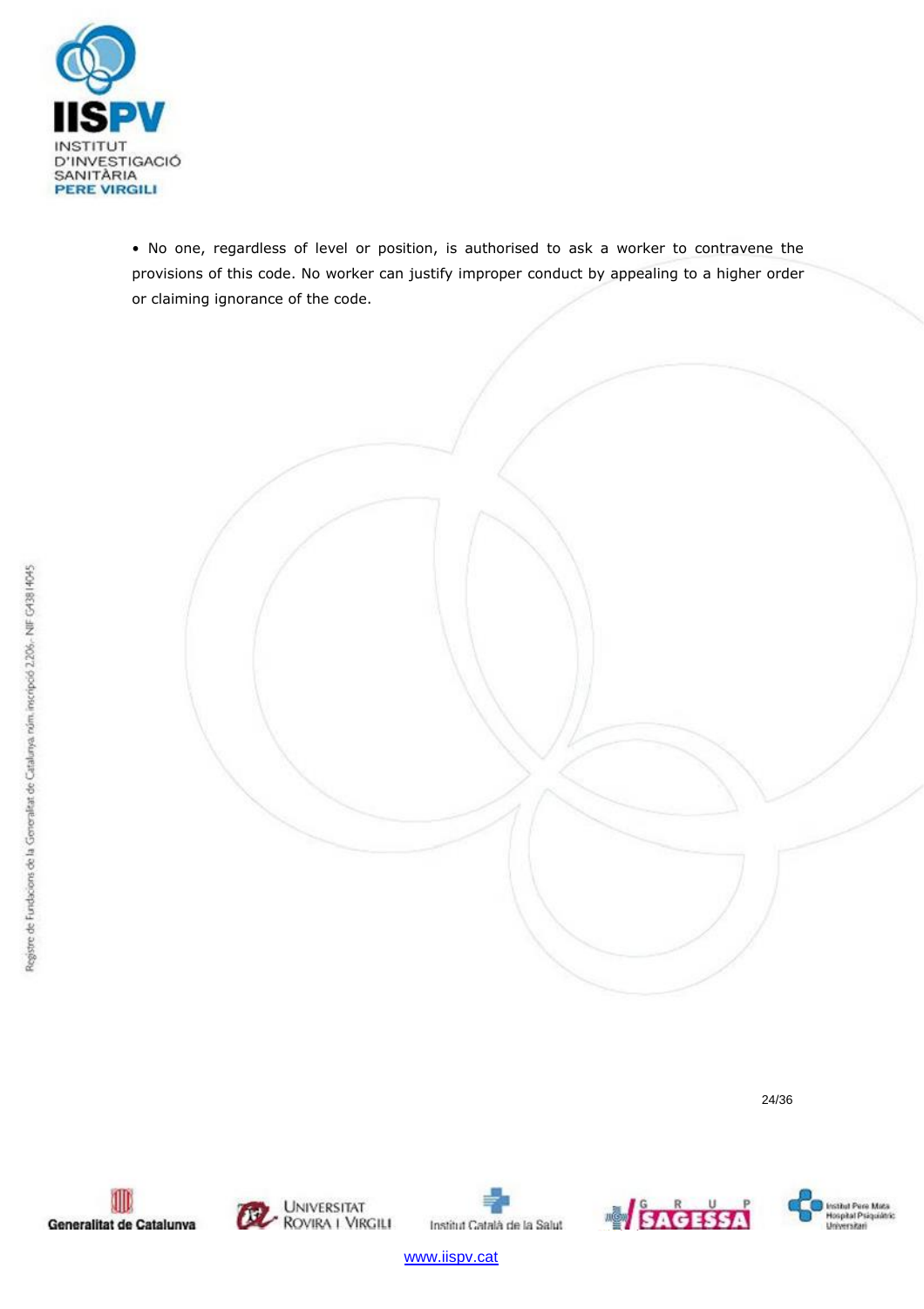- No one, regardless of level or position, is authorised to ask a worker to contravene the provisions of this code. No worker can justify improper conduct by appealing to a higher order or claiming ignorance of the code.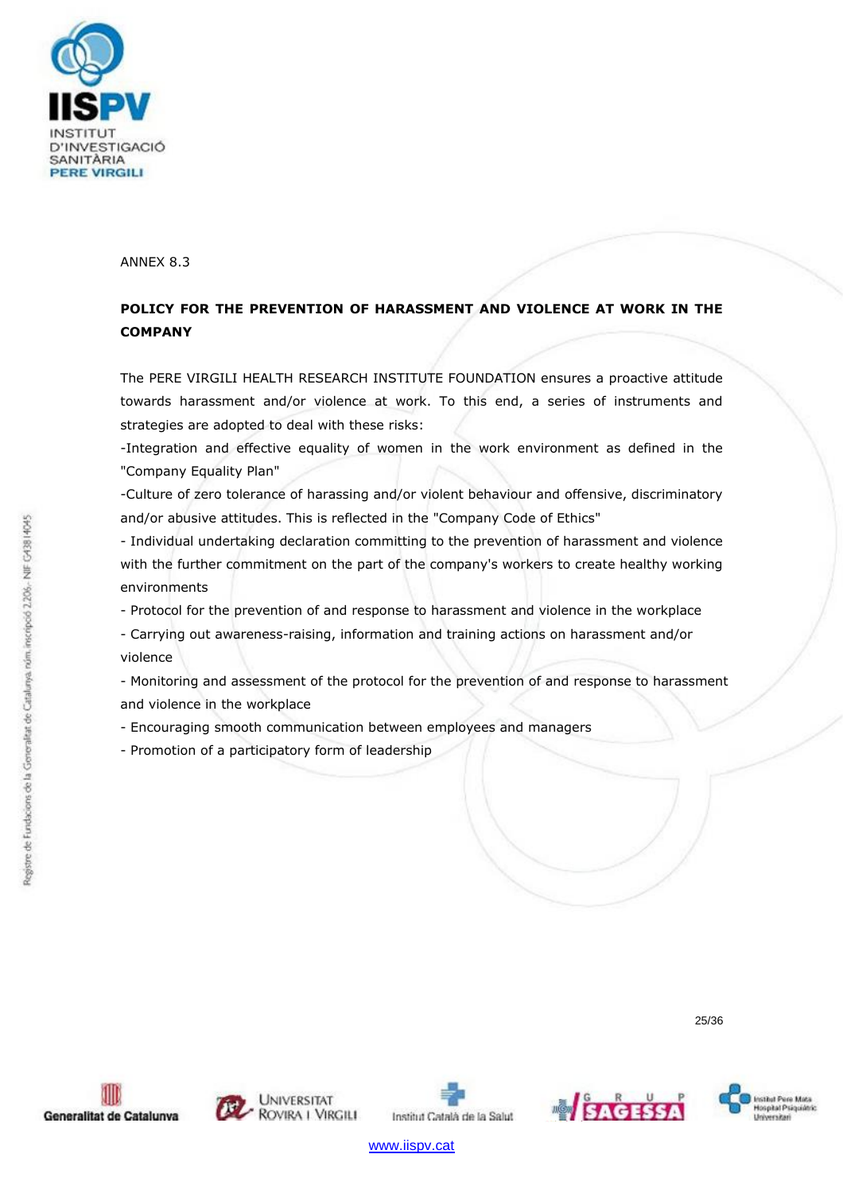ANNEX 8.3

## POLICY FOR THE PREVENTION OF HARASSMENT AND VIOLENCE AT WORK IN THE COMPANY

The PERE VIRGILI HEALTH RESEARCH INSTITUTE FOUNDATION ensures a proactive attitude towards harassment and/or violence at work. To this end, a series of instruments and strategies are adopted to deal with these risks:

-Integration and effective equality of women in the work environment as defined in the "Company Equality Plan"

-Culture of zero tolerance of harassing and/or violent behaviour and offensive, discriminatory and/or abusive attitudes. This is reflected in the "Company Code of Ethics"

- Individual undertaking declaration committing to the prevention of harassment and violence with the further commitment on the part of the company's workers to create healthy working environments
- Protocol for the prevention of and response to harassment and violence in the workplace
- Carrying out awareness-raising, information and training actions on harassment and/or violence
- Monitoring and assessment of the protocol for the prevention of and response to harassment and violence in the workplace
- Encouraging smooth communication between employees and managers
- Promotion of a participatory form of leadership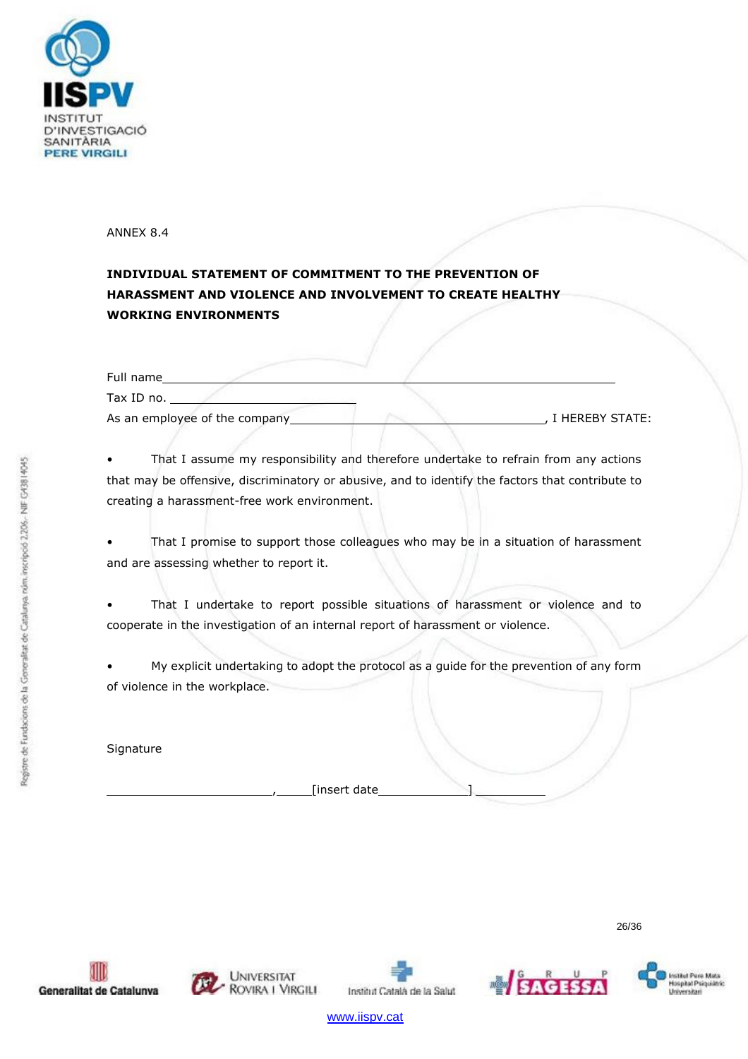ANNEX 8.4

**INDIVIDUAL STATEMENT OF COMMITMENT TO THE PREVENTION OF HARASSMENT AND VIOLENCE AND INVOLVEMENT TO CREATE HEALTHY WORKING ENVIRONMENTS**

Full name_______________________________________________________________

Tax ID no. ___________________________

As an employee of the company_______________________________________, I HEREBY STATE:

- That I assume my responsibility and therefore undertake to refrain from any actions that may be offensive, discriminatory or abusive, and to identify the factors that contribute to creating a harassment-free work environment.

- That I promise to support those colleagues who may be in a situation of harassment and are assessing whether to report it.

- That I undertake to report possible situations of harassment or violence and to cooperate in the investigation of an internal report of harassment or violence.

- My explicit undertaking to adopt the protocol as a guide for the prevention of any form of violence in the workplace.

Signature

________________________,_____[insert date_____________] __________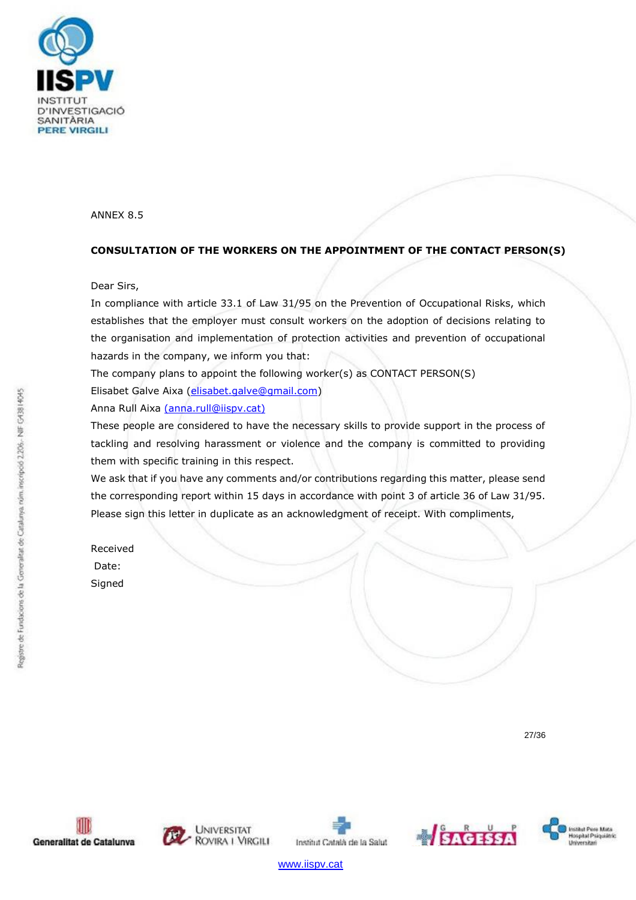ANNEX 8.5

**CONSULTATION OF THE WORKERS ON THE APPOINTMENT OF THE CONTACT PERSON(S)**

Dear Sirs,

In compliance with article 33.1 of Law 31/95 on the Prevention of Occupational Risks, which establishes that the employer must consult workers on the adoption of decisions relating to the organisation and implementation of protection activities and prevention of occupational hazards in the company, we inform you that:

The company plans to appoint the following worker(s) as CONTACT PERSON(S)

Elisabet Galve Aixa (elisabet.galve@gmail.com)

Anna Rull Aixa (anna.rull@iispv.cat)

These people are considered to have the necessary skills to provide support in the process of tackling and resolving harassment or violence and the company is committed to providing them with specific training in this respect.

We ask that if you have any comments and/or contributions regarding this matter, please send the corresponding report within 15 days in accordance with point 3 of article 36 of Law 31/95. Please sign this letter in duplicate as an acknowledgment of receipt. With compliments,

Received

Date:

Signed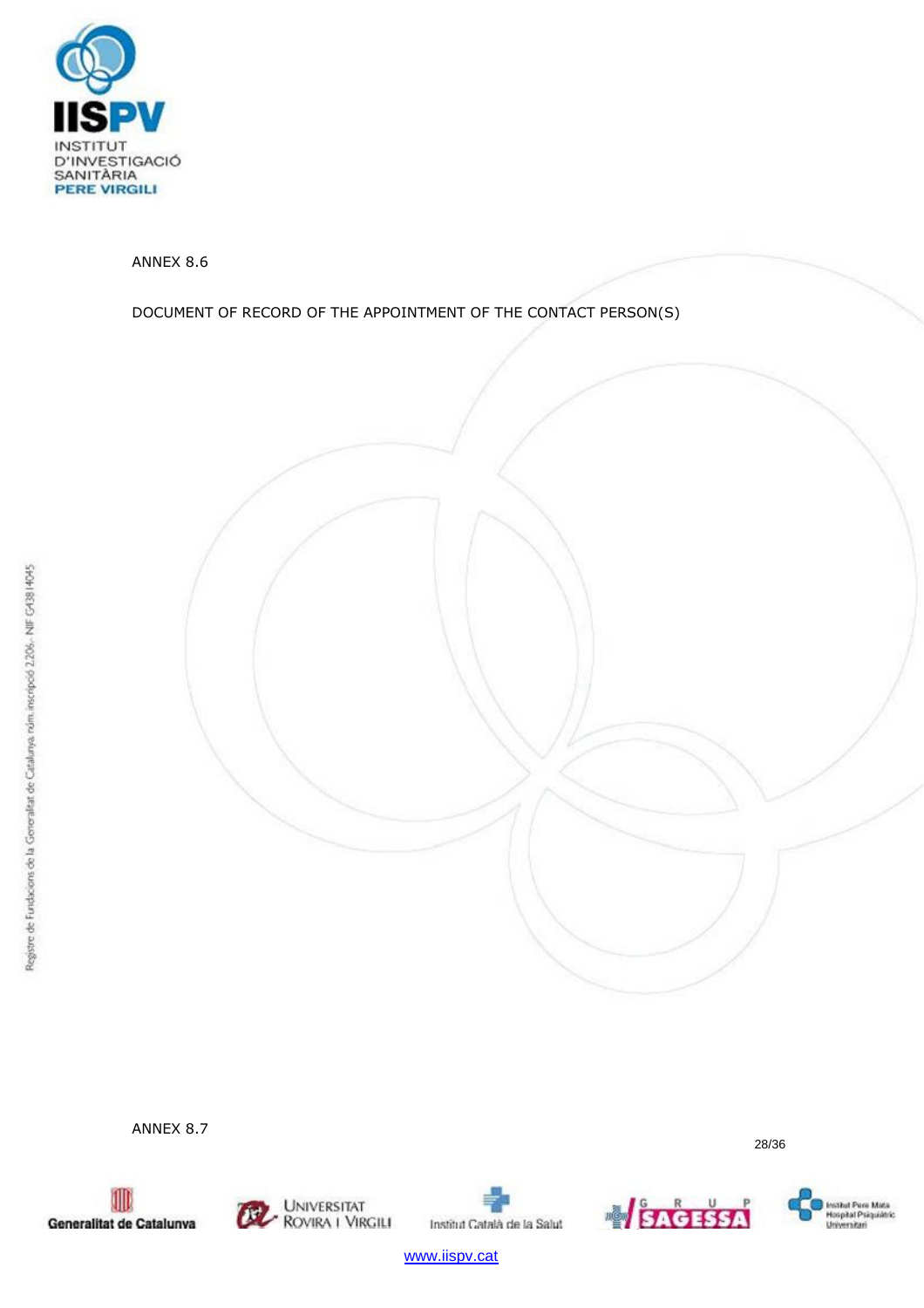ANNEX 8.6

DOCUMENT OF RECORD OF THE APPOINTMENT OF THE CONTACT PERSON(S)

ANNEX 8.7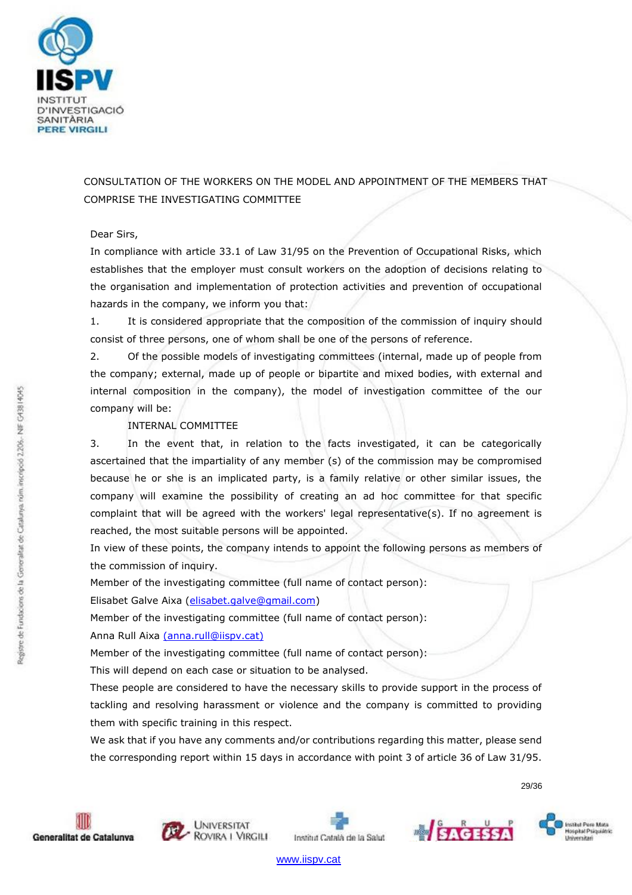CONSULTATION OF THE WORKERS ON THE MODEL AND APPOINTMENT OF THE MEMBERS THAT COMPRISE THE INVESTIGATING COMMITTEE

Dear Sirs,

In compliance with article 33.1 of Law 31/95 on the Prevention of Occupational Risks, which establishes that the employer must consult workers on the adoption of decisions relating to the organisation and implementation of protection activities and prevention of occupational hazards in the company, we inform you that:

1. It is considered appropriate that the composition of the commission of inquiry should consist of three persons, one of whom shall be one of the persons of reference.
2. Of the possible models of investigating committees (internal, made up of people from the company; external, made up of people or bipartite and mixed bodies, with external and internal composition in the company), the model of investigation committee of the our company will be:

   INTERNAL COMMITTEE

3. In the event that, in relation to the facts investigated, it can be categorically ascertained that the impartiality of any member (s) of the commission may be compromised because he or she is an implicated party, is a family relative or other similar issues, the company will examine the possibility of creating an ad hoc committee for that specific complaint that will be agreed with the workers' legal representative(s). If no agreement is reached, the most suitable persons will be appointed.

In view of these points, the company intends to appoint the following persons as members of the commission of inquiry.

Member of the investigating committee (full name of contact person):
Elisabet Galve Aixa (elisabet.galve@gmail.com)

Member of the investigating committee (full name of contact person):
Anna Rull Aixa (anna.rull@iispv.cat)

Member of the investigating committee (full name of contact person):
This will depend on each case or situation to be analysed.

These people are considered to have the necessary skills to provide support in the process of tackling and resolving harassment or violence and the company is committed to providing them with specific training in this respect.

We ask that if you have any comments and/or contributions regarding this matter, please send the corresponding report within 15 days in accordance with point 3 of article 36 of Law 31/95.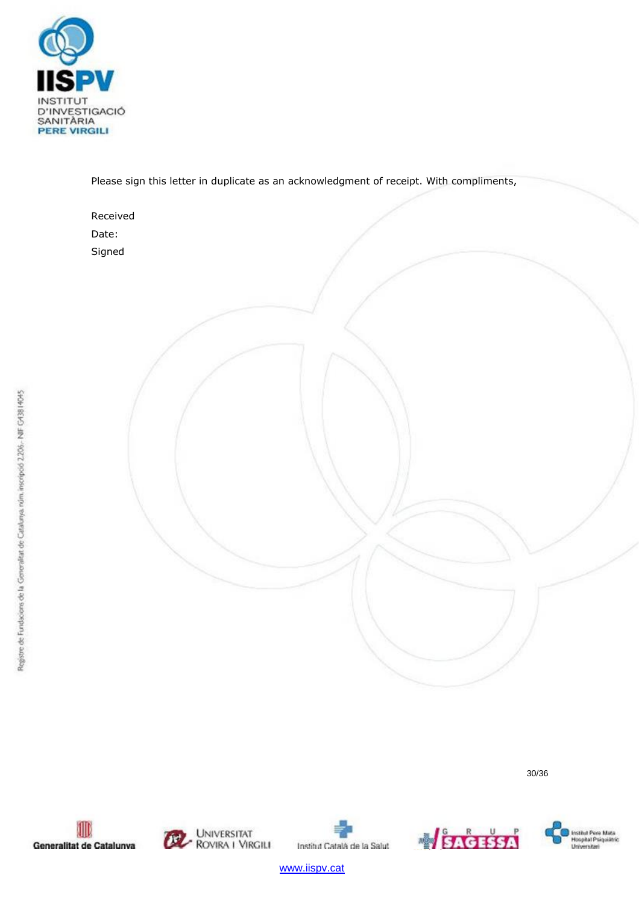Please sign this letter in duplicate as an acknowledgment of receipt. With compliments,

Received

Date:

Signed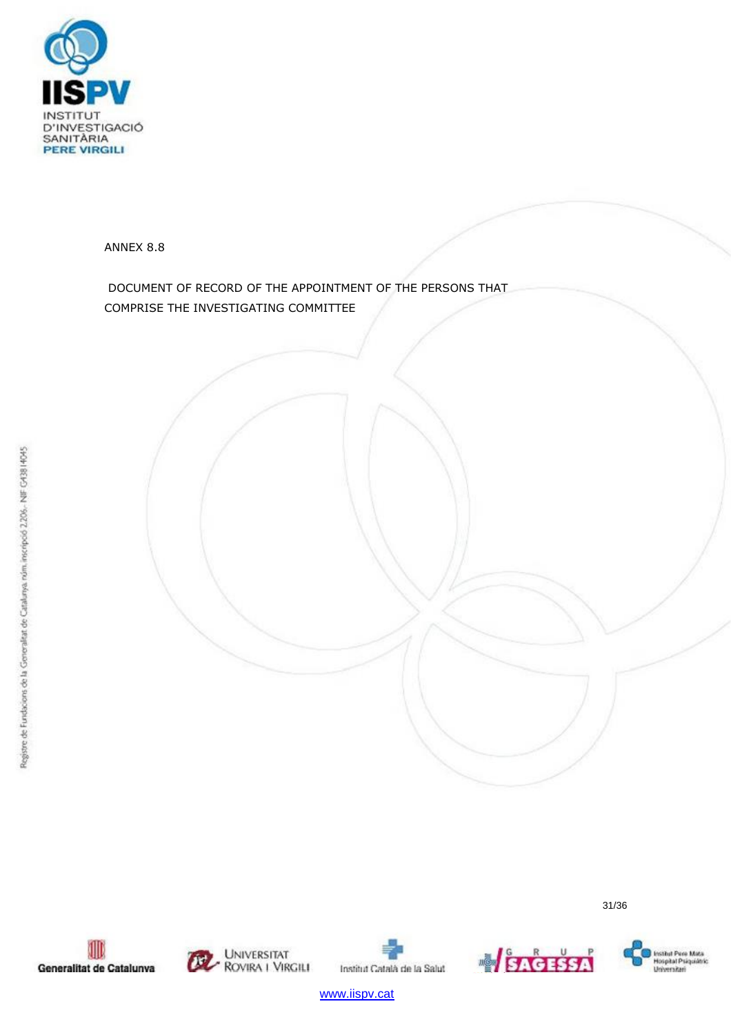ANNEX 8.8

DOCUMENT OF RECORD OF THE APPOINTMENT OF THE PERSONS THAT COMPRISE THE INVESTIGATING COMMITTEE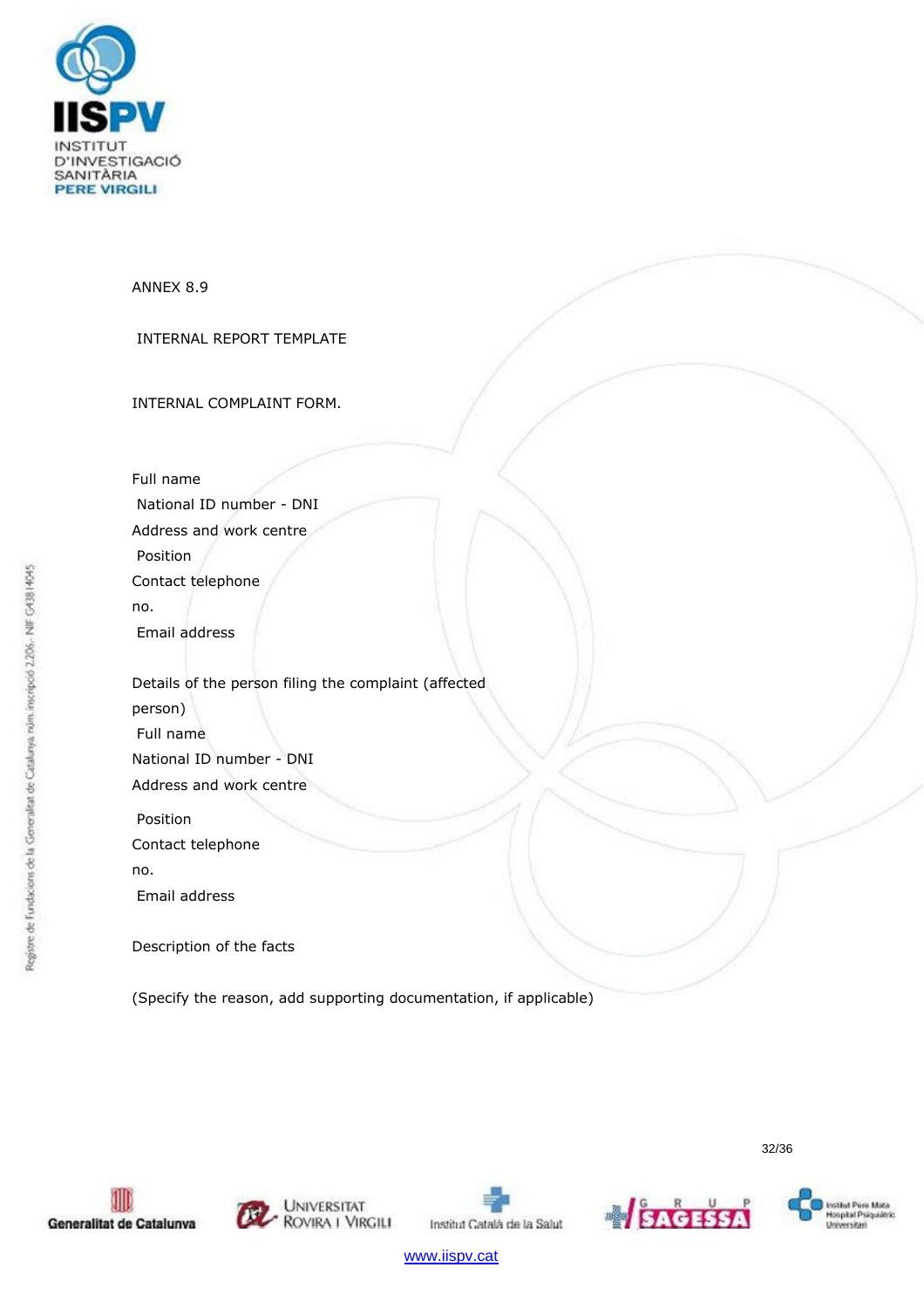ANNEX 8.9

INTERNAL REPORT TEMPLATE

INTERNAL COMPLAINT FORM.

Full name

National ID number - DNI

Address and work centre

Position

Contact telephone no.

Email address

Details of the person filing the complaint (affected person)

Full name

National ID number - DNI

Address and work centre

Position

Contact telephone no.

Email address

Description of the facts

(Specify the reason, add supporting documentation, if applicable)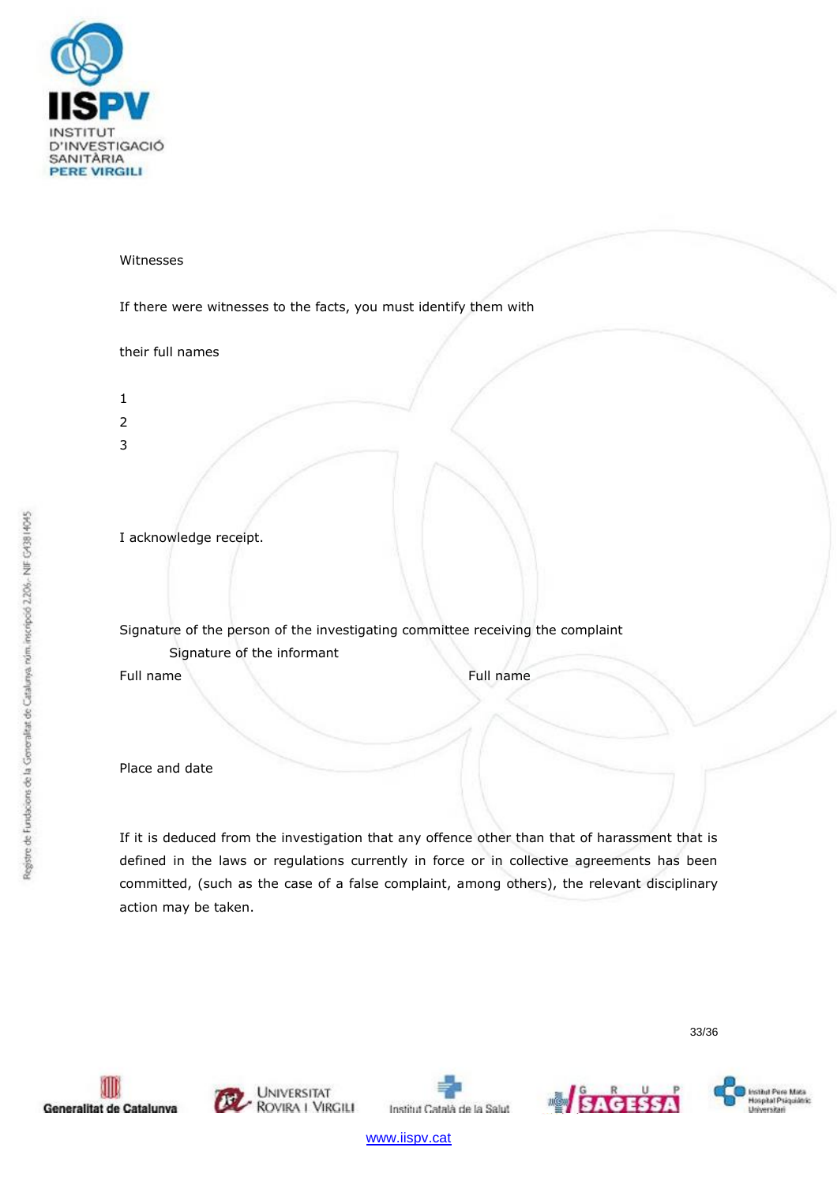Witnesses

If there were witnesses to the facts, you must identify them with

their full names

1
2
3

I acknowledge receipt.

Signature of the person of the investigating committee receiving the complaint
Signature of the informant

Full name                                                                Full name

Place and date

If it is deduced from the investigation that any offence other than that of harassment that is defined in the laws or regulations currently in force or in collective agreements has been committed, (such as the case of a false complaint, among others), the relevant disciplinary action may be taken.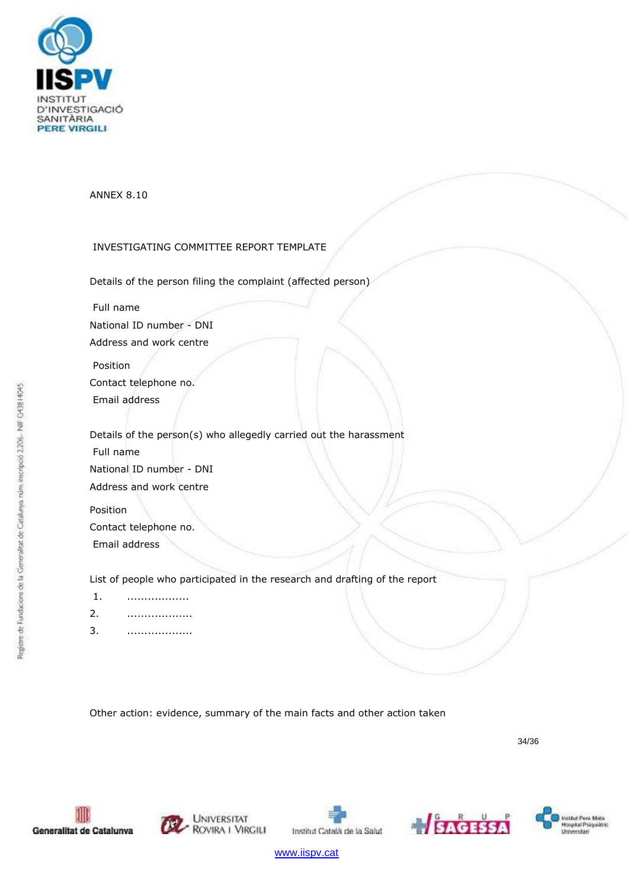ANNEX 8.10

## INVESTIGATING COMMITTEE REPORT TEMPLATE

Details of the person filing the complaint (affected person)

Full name

National ID number - DNI

Address and work centre

Position

Contact telephone no.

Email address

Details of the person(s) who allegedly carried out the harassment

Full name

National ID number - DNI

Address and work centre

Position

Contact telephone no.

Email address

List of people who participated in the research and drafting of the report

1. ..................
2. ...................
3. ...................

Other action: evidence, summary of the main facts and other action taken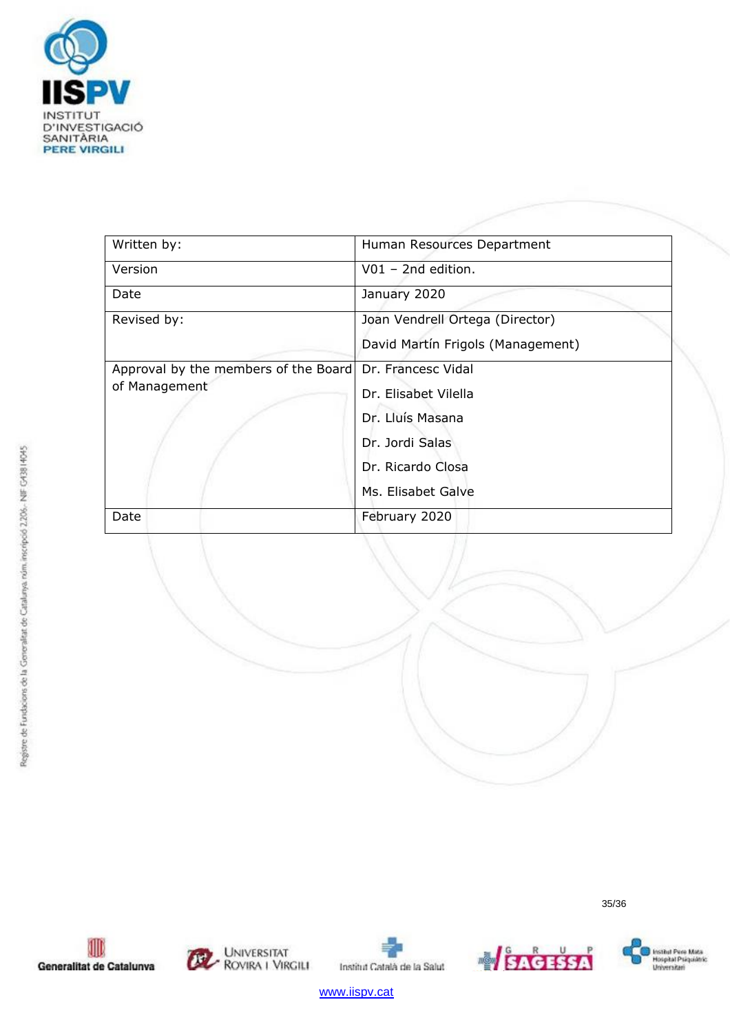| Written by: | Human Resources Department |
| --- | --- |
| Version | V01 – 2nd edition. |
| Date | January 2020 |
| Revised by: | Joan Vendrell Ortega (Director)<br>David Martín Frigols (Management) |
| Approval by the members of the Board of Management | Dr. Francesc Vidal<br>Dr. Elisabet Vilella<br>Dr. Lluís Masana<br>Dr. Jordi Salas<br>Dr. Ricardo Closa<br>Ms. Elisabet Galve |
| Date | February 2020 |